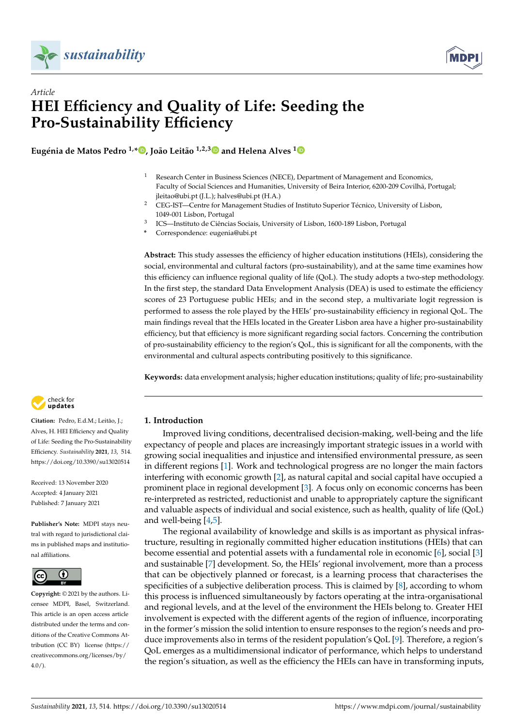Article

# HEI Efficiency and Quality of Life: Seeding the Pro-Sustainability Efficiency

**Eugénia de Matos Pedro [1,*], João Leitão [1,2,3] and Helena Alves [1]**

[1] Research Center in Business Sciences (NECE), Department of Management and Economics, Faculty of Social Sciences and Humanities, University of Beira Interior, 6200-209 Covilhã, Portugal; jleitao@ubi.pt (J.L.); halves@ubi.pt (H.A.)

[2] CEG-IST—Centre for Management Studies of Instituto Superior Técnico, University of Lisbon, 1049-001 Lisbon, Portugal

[3] ICS—Instituto de Ciências Sociais, University of Lisbon, 1600-189 Lisbon, Portugal

[*] Correspondence: eugenia@ubi.pt

**Abstract:** This study assesses the efficiency of higher education institutions (HEIs), considering the social, environmental and cultural factors (pro-sustainability), and at the same time examines how this efficiency can influence regional quality of life (QoL). The study adopts a two-step methodology. In the first step, the standard Data Envelopment Analysis (DEA) is used to estimate the efficiency scores of 23 Portuguese public HEIs; and in the second step, a multivariate logit regression is performed to assess the role played by the HEIs' pro-sustainability efficiency in regional QoL. The main findings reveal that the HEIs located in the Greater Lisbon area have a higher pro-sustainability efficiency, but that efficiency is more significant regarding social factors. Concerning the contribution of pro-sustainability efficiency to the region's QoL, this is significant for all the components, with the environmental and cultural aspects contributing positively to this significance.

**Keywords:** data envelopment analysis; higher education institutions; quality of life; pro-sustainability

**Citation:** Pedro, E.d.M.; Leitão, J.; Alves, H. HEI Efficiency and Quality of Life: Seeding the Pro-Sustainability Efficiency. *Sustainability* **2021**, *13*, 514. https://doi.org/10.3390/su13020514

Received: 13 November 2020
Accepted: 4 January 2021
Published: 7 January 2021

**Publisher's Note:** MDPI stays neutral with regard to jurisdictional claims in published maps and institutional affiliations.

**Copyright:** © 2021 by the authors. Licensee MDPI, Basel, Switzerland. This article is an open access article distributed under the terms and conditions of the Creative Commons Attribution (CC BY) license (https://creativecommons.org/licenses/by/4.0/).

## 1. Introduction

Improved living conditions, decentralised decision-making, well-being and the life expectancy of people and places are increasingly important strategic issues in a world with growing social inequalities and injustice and intensified environmental pressure, as seen in different regions [1]. Work and technological progress are no longer the main factors interfering with economic growth [2], as natural capital and social capital have occupied a prominent place in regional development [3]. A focus only on economic concerns has been re-interpreted as restricted, reductionist and unable to appropriately capture the significant and valuable aspects of individual and social existence, such as health, quality of life (QoL) and well-being [4,5].

The regional availability of knowledge and skills is as important as physical infrastructure, resulting in regionally committed higher education institutions (HEIs) that can become essential and potential assets with a fundamental role in economic [6], social [3] and sustainable [7] development. So, the HEIs' regional involvement, more than a process that can be objectively planned or forecast, is a learning process that characterises the specificities of a subjective deliberation process. This is claimed by [8], according to whom this process is influenced simultaneously by factors operating at the intra-organisational and regional levels, and at the level of the environment the HEIs belong to. Greater HEI involvement is expected with the different agents of the region of influence, incorporating in the former's mission the solid intention to ensure responses to the region's needs and produce improvements also in terms of the resident population's QoL [9]. Therefore, a region's QoL emerges as a multidimensional indicator of performance, which helps to understand the region's situation, as well as the efficiency the HEIs can have in transforming inputs,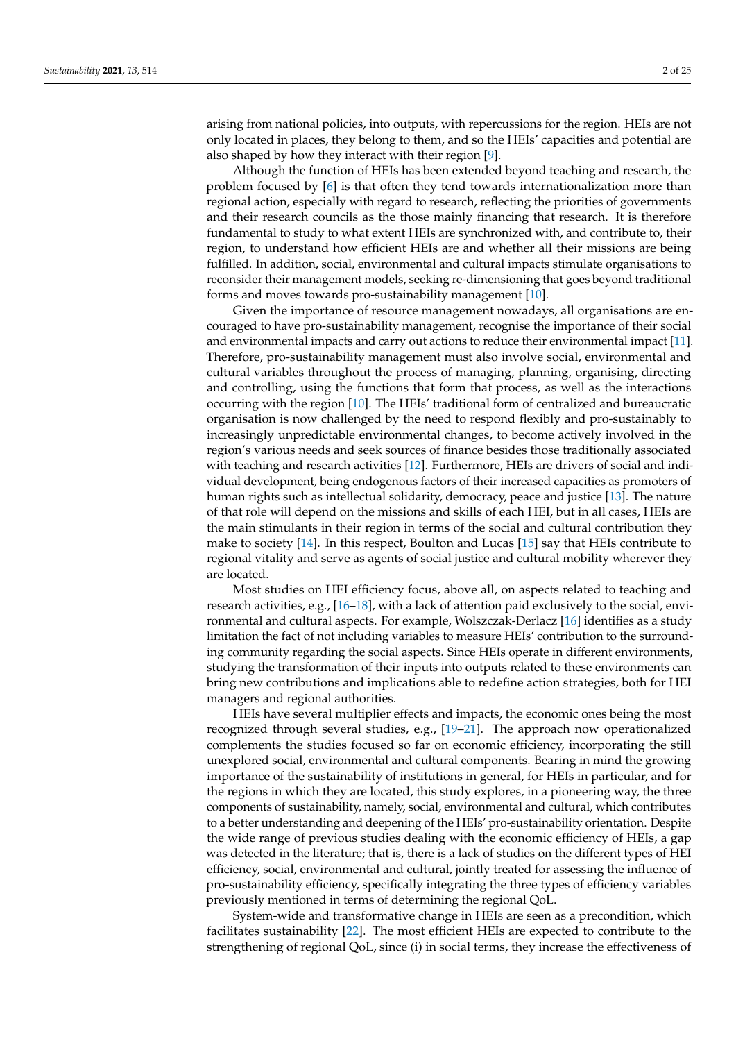arising from national policies, into outputs, with repercussions for the region. HEIs are not only located in places, they belong to them, and so the HEIs' capacities and potential are also shaped by how they interact with their region [9].

Although the function of HEIs has been extended beyond teaching and research, the problem focused by [6] is that often they tend towards internationalization more than regional action, especially with regard to research, reflecting the priorities of governments and their research councils as the those mainly financing that research. It is therefore fundamental to study to what extent HEIs are synchronized with, and contribute to, their region, to understand how efficient HEIs are and whether all their missions are being fulfilled. In addition, social, environmental and cultural impacts stimulate organisations to reconsider their management models, seeking re-dimensioning that goes beyond traditional forms and moves towards pro-sustainability management [10].

Given the importance of resource management nowadays, all organisations are encouraged to have pro-sustainability management, recognise the importance of their social and environmental impacts and carry out actions to reduce their environmental impact [11]. Therefore, pro-sustainability management must also involve social, environmental and cultural variables throughout the process of managing, planning, organising, directing and controlling, using the functions that form that process, as well as the interactions occurring with the region [10]. The HEIs' traditional form of centralized and bureaucratic organisation is now challenged by the need to respond flexibly and pro-sustainably to increasingly unpredictable environmental changes, to become actively involved in the region's various needs and seek sources of finance besides those traditionally associated with teaching and research activities [12]. Furthermore, HEIs are drivers of social and individual development, being endogenous factors of their increased capacities as promoters of human rights such as intellectual solidarity, democracy, peace and justice [13]. The nature of that role will depend on the missions and skills of each HEI, but in all cases, HEIs are the main stimulants in their region in terms of the social and cultural contribution they make to society [14]. In this respect, Boulton and Lucas [15] say that HEIs contribute to regional vitality and serve as agents of social justice and cultural mobility wherever they are located.

Most studies on HEI efficiency focus, above all, on aspects related to teaching and research activities, e.g., [16–18], with a lack of attention paid exclusively to the social, environmental and cultural aspects. For example, Wolszczak-Derlacz [16] identifies as a study limitation the fact of not including variables to measure HEIs' contribution to the surrounding community regarding the social aspects. Since HEIs operate in different environments, studying the transformation of their inputs into outputs related to these environments can bring new contributions and implications able to redefine action strategies, both for HEI managers and regional authorities.

HEIs have several multiplier effects and impacts, the economic ones being the most recognized through several studies, e.g., [19–21]. The approach now operationalized complements the studies focused so far on economic efficiency, incorporating the still unexplored social, environmental and cultural components. Bearing in mind the growing importance of the sustainability of institutions in general, for HEIs in particular, and for the regions in which they are located, this study explores, in a pioneering way, the three components of sustainability, namely, social, environmental and cultural, which contributes to a better understanding and deepening of the HEIs' pro-sustainability orientation. Despite the wide range of previous studies dealing with the economic efficiency of HEIs, a gap was detected in the literature; that is, there is a lack of studies on the different types of HEI efficiency, social, environmental and cultural, jointly treated for assessing the influence of pro-sustainability efficiency, specifically integrating the three types of efficiency variables previously mentioned in terms of determining the regional QoL.

System-wide and transformative change in HEIs are seen as a precondition, which facilitates sustainability [22]. The most efficient HEIs are expected to contribute to the strengthening of regional QoL, since (i) in social terms, they increase the effectiveness of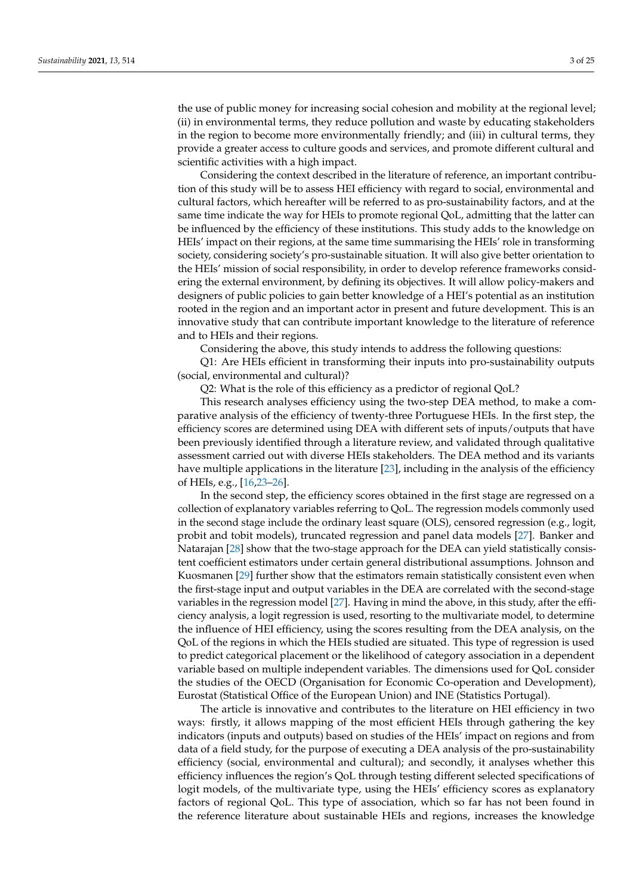the use of public money for increasing social cohesion and mobility at the regional level; (ii) in environmental terms, they reduce pollution and waste by educating stakeholders in the region to become more environmentally friendly; and (iii) in cultural terms, they provide a greater access to culture goods and services, and promote different cultural and scientific activities with a high impact.

Considering the context described in the literature of reference, an important contribution of this study will be to assess HEI efficiency with regard to social, environmental and cultural factors, which hereafter will be referred to as pro-sustainability factors, and at the same time indicate the way for HEIs to promote regional QoL, admitting that the latter can be influenced by the efficiency of these institutions. This study adds to the knowledge on HEIs' impact on their regions, at the same time summarising the HEIs' role in transforming society, considering society's pro-sustainable situation. It will also give better orientation to the HEIs' mission of social responsibility, in order to develop reference frameworks considering the external environment, by defining its objectives. It will allow policy-makers and designers of public policies to gain better knowledge of a HEI's potential as an institution rooted in the region and an important actor in present and future development. This is an innovative study that can contribute important knowledge to the literature of reference and to HEIs and their regions.

Considering the above, this study intends to address the following questions:

Q1: Are HEIs efficient in transforming their inputs into pro-sustainability outputs (social, environmental and cultural)?

Q2: What is the role of this efficiency as a predictor of regional QoL?

This research analyses efficiency using the two-step DEA method, to make a comparative analysis of the efficiency of twenty-three Portuguese HEIs. In the first step, the efficiency scores are determined using DEA with different sets of inputs/outputs that have been previously identified through a literature review, and validated through qualitative assessment carried out with diverse HEIs stakeholders. The DEA method and its variants have multiple applications in the literature [23], including in the analysis of the efficiency of HEIs, e.g., [16,23–26].

In the second step, the efficiency scores obtained in the first stage are regressed on a collection of explanatory variables referring to QoL. The regression models commonly used in the second stage include the ordinary least square (OLS), censored regression (e.g., logit, probit and tobit models), truncated regression and panel data models [27]. Banker and Natarajan [28] show that the two-stage approach for the DEA can yield statistically consistent coefficient estimators under certain general distributional assumptions. Johnson and Kuosmanen [29] further show that the estimators remain statistically consistent even when the first-stage input and output variables in the DEA are correlated with the second-stage variables in the regression model [27]. Having in mind the above, in this study, after the efficiency analysis, a logit regression is used, resorting to the multivariate model, to determine the influence of HEI efficiency, using the scores resulting from the DEA analysis, on the QoL of the regions in which the HEIs studied are situated. This type of regression is used to predict categorical placement or the likelihood of category association in a dependent variable based on multiple independent variables. The dimensions used for QoL consider the studies of the OECD (Organisation for Economic Co-operation and Development), Eurostat (Statistical Office of the European Union) and INE (Statistics Portugal).

The article is innovative and contributes to the literature on HEI efficiency in two ways: firstly, it allows mapping of the most efficient HEIs through gathering the key indicators (inputs and outputs) based on studies of the HEIs' impact on regions and from data of a field study, for the purpose of executing a DEA analysis of the pro-sustainability efficiency (social, environmental and cultural); and secondly, it analyses whether this efficiency influences the region's QoL through testing different selected specifications of logit models, of the multivariate type, using the HEIs' efficiency scores as explanatory factors of regional QoL. This type of association, which so far has not been found in the reference literature about sustainable HEIs and regions, increases the knowledge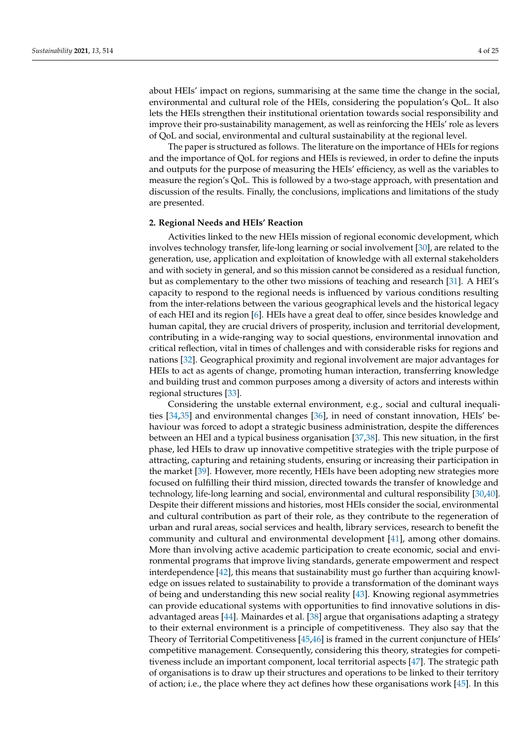about HEIs' impact on regions, summarising at the same time the change in the social, environmental and cultural role of the HEIs, considering the population's QoL. It also lets the HEIs strengthen their institutional orientation towards social responsibility and improve their pro-sustainability management, as well as reinforcing the HEIs' role as levers of QoL and social, environmental and cultural sustainability at the regional level.

The paper is structured as follows. The literature on the importance of HEIs for regions and the importance of QoL for regions and HEIs is reviewed, in order to define the inputs and outputs for the purpose of measuring the HEIs' efficiency, as well as the variables to measure the region's QoL. This is followed by a two-stage approach, with presentation and discussion of the results. Finally, the conclusions, implications and limitations of the study are presented.

## 2. Regional Needs and HEIs' Reaction

Activities linked to the new HEIs mission of regional economic development, which involves technology transfer, life-long learning or social involvement [30], are related to the generation, use, application and exploitation of knowledge with all external stakeholders and with society in general, and so this mission cannot be considered as a residual function, but as complementary to the other two missions of teaching and research [31]. A HEI's capacity to respond to the regional needs is influenced by various conditions resulting from the inter-relations between the various geographical levels and the historical legacy of each HEI and its region [6]. HEIs have a great deal to offer, since besides knowledge and human capital, they are crucial drivers of prosperity, inclusion and territorial development, contributing in a wide-ranging way to social questions, environmental innovation and critical reflection, vital in times of challenges and with considerable risks for regions and nations [32]. Geographical proximity and regional involvement are major advantages for HEIs to act as agents of change, promoting human interaction, transferring knowledge and building trust and common purposes among a diversity of actors and interests within regional structures [33].

Considering the unstable external environment, e.g., social and cultural inequalities [34,35] and environmental changes [36], in need of constant innovation, HEIs' behaviour was forced to adopt a strategic business administration, despite the differences between an HEI and a typical business organisation [37,38]. This new situation, in the first phase, led HEIs to draw up innovative competitive strategies with the triple purpose of attracting, capturing and retaining students, ensuring or increasing their participation in the market [39]. However, more recently, HEIs have been adopting new strategies more focused on fulfilling their third mission, directed towards the transfer of knowledge and technology, life-long learning and social, environmental and cultural responsibility [30,40]. Despite their different missions and histories, most HEIs consider the social, environmental and cultural contribution as part of their role, as they contribute to the regeneration of urban and rural areas, social services and health, library services, research to benefit the community and cultural and environmental development [41], among other domains. More than involving active academic participation to create economic, social and environmental programs that improve living standards, generate empowerment and respect interdependence [42], this means that sustainability must go further than acquiring knowledge on issues related to sustainability to provide a transformation of the dominant ways of being and understanding this new social reality [43]. Knowing regional asymmetries can provide educational systems with opportunities to find innovative solutions in disadvantaged areas [44]. Mainardes et al. [38] argue that organisations adapting a strategy to their external environment is a principle of competitiveness. They also say that the Theory of Territorial Competitiveness [45,46] is framed in the current conjuncture of HEIs' competitive management. Consequently, considering this theory, strategies for competitiveness include an important component, local territorial aspects [47]. The strategic path of organisations is to draw up their structures and operations to be linked to their territory of action; i.e., the place where they act defines how these organisations work [45]. In this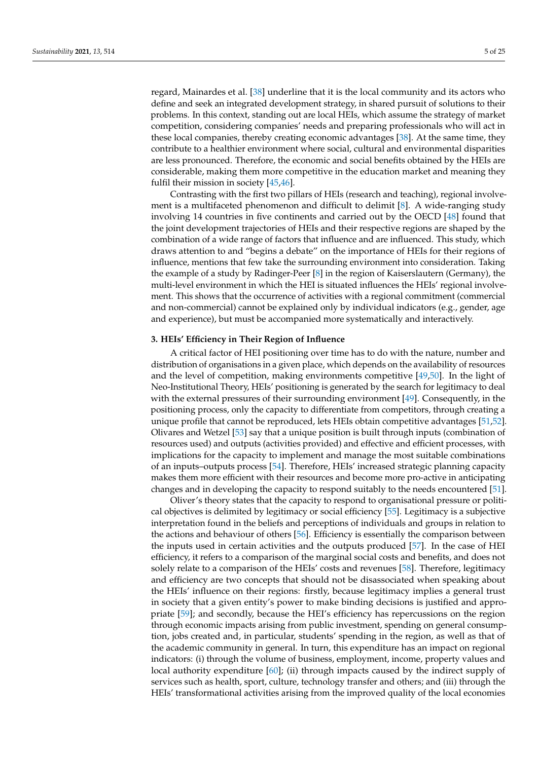regard, Mainardes et al. [38] underline that it is the local community and its actors who define and seek an integrated development strategy, in shared pursuit of solutions to their problems. In this context, standing out are local HEIs, which assume the strategy of market competition, considering companies' needs and preparing professionals who will act in these local companies, thereby creating economic advantages [38]. At the same time, they contribute to a healthier environment where social, cultural and environmental disparities are less pronounced. Therefore, the economic and social benefits obtained by the HEIs are considerable, making them more competitive in the education market and meaning they fulfil their mission in society [45,46].

Contrasting with the first two pillars of HEIs (research and teaching), regional involvement is a multifaceted phenomenon and difficult to delimit [8]. A wide-ranging study involving 14 countries in five continents and carried out by the OECD [48] found that the joint development trajectories of HEIs and their respective regions are shaped by the combination of a wide range of factors that influence and are influenced. This study, which draws attention to and "begins a debate" on the importance of HEIs for their regions of influence, mentions that few take the surrounding environment into consideration. Taking the example of a study by Radinger-Peer [8] in the region of Kaiserslautern (Germany), the multi-level environment in which the HEI is situated influences the HEIs' regional involvement. This shows that the occurrence of activities with a regional commitment (commercial and non-commercial) cannot be explained only by individual indicators (e.g., gender, age and experience), but must be accompanied more systematically and interactively.

## 3. HEIs' Efficiency in Their Region of Influence

A critical factor of HEI positioning over time has to do with the nature, number and distribution of organisations in a given place, which depends on the availability of resources and the level of competition, making environments competitive [49,50]. In the light of Neo-Institutional Theory, HEIs' positioning is generated by the search for legitimacy to deal with the external pressures of their surrounding environment [49]. Consequently, in the positioning process, only the capacity to differentiate from competitors, through creating a unique profile that cannot be reproduced, lets HEIs obtain competitive advantages [51,52]. Olivares and Wetzel [53] say that a unique position is built through inputs (combination of resources used) and outputs (activities provided) and effective and efficient processes, with implications for the capacity to implement and manage the most suitable combinations of an inputs–outputs process [54]. Therefore, HEIs' increased strategic planning capacity makes them more efficient with their resources and become more pro-active in anticipating changes and in developing the capacity to respond suitably to the needs encountered [51].

Oliver's theory states that the capacity to respond to organisational pressure or political objectives is delimited by legitimacy or social efficiency [55]. Legitimacy is a subjective interpretation found in the beliefs and perceptions of individuals and groups in relation to the actions and behaviour of others [56]. Efficiency is essentially the comparison between the inputs used in certain activities and the outputs produced [57]. In the case of HEI efficiency, it refers to a comparison of the marginal social costs and benefits, and does not solely relate to a comparison of the HEIs' costs and revenues [58]. Therefore, legitimacy and efficiency are two concepts that should not be disassociated when speaking about the HEIs' influence on their regions: firstly, because legitimacy implies a general trust in society that a given entity's power to make binding decisions is justified and appropriate [59]; and secondly, because the HEI's efficiency has repercussions on the region through economic impacts arising from public investment, spending on general consumption, jobs created and, in particular, students' spending in the region, as well as that of the academic community in general. In turn, this expenditure has an impact on regional indicators: (i) through the volume of business, employment, income, property values and local authority expenditure [60]; (ii) through impacts caused by the indirect supply of services such as health, sport, culture, technology transfer and others; and (iii) through the HEIs' transformational activities arising from the improved quality of the local economies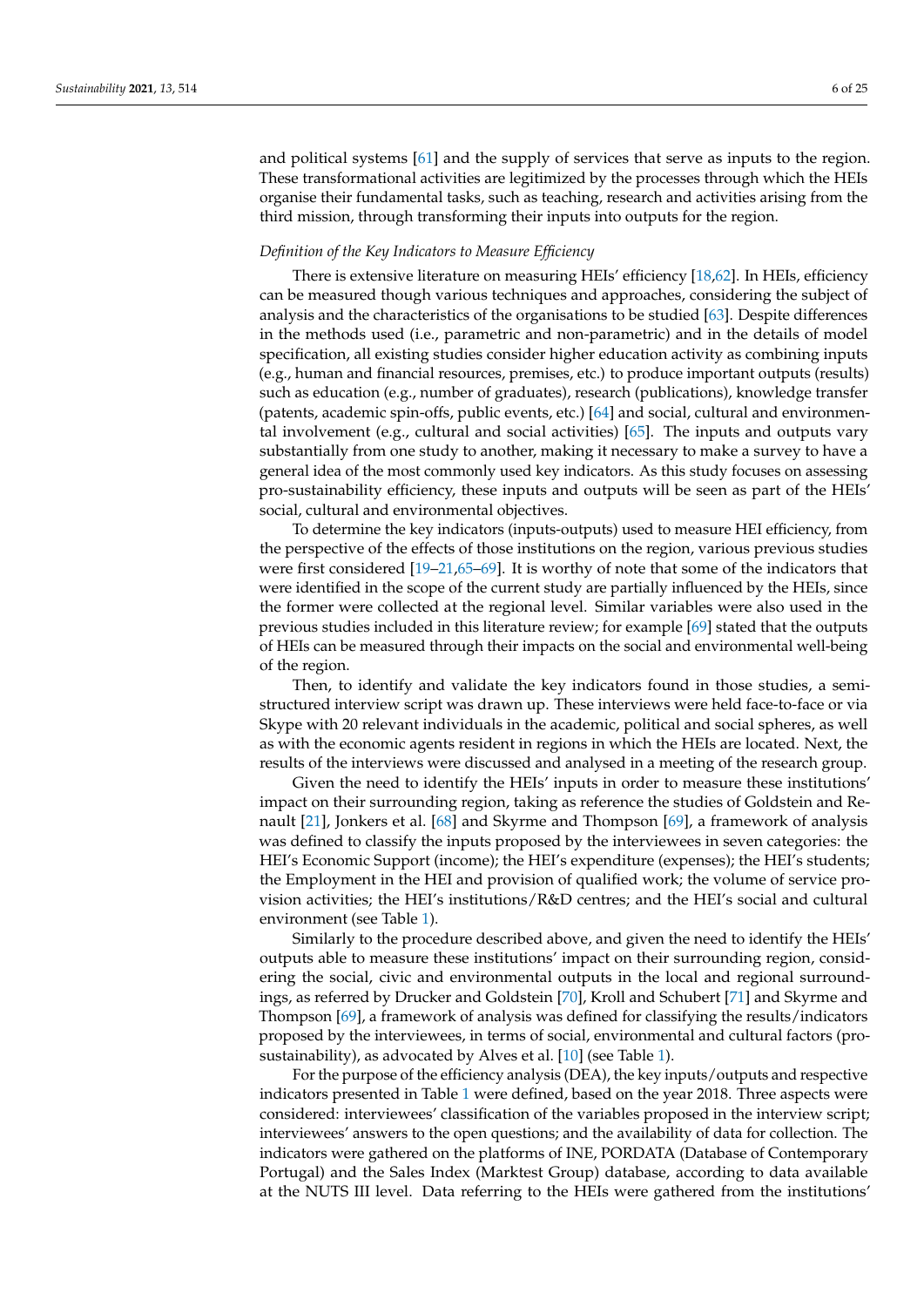and political systems [61] and the supply of services that serve as inputs to the region. These transformational activities are legitimized by the processes through which the HEIs organise their fundamental tasks, such as teaching, research and activities arising from the third mission, through transforming their inputs into outputs for the region.

*Definition of the Key Indicators to Measure Efficiency*

There is extensive literature on measuring HEIs' efficiency [18,62]. In HEIs, efficiency can be measured though various techniques and approaches, considering the subject of analysis and the characteristics of the organisations to be studied [63]. Despite differences in the methods used (i.e., parametric and non-parametric) and in the details of model specification, all existing studies consider higher education activity as combining inputs (e.g., human and financial resources, premises, etc.) to produce important outputs (results) such as education (e.g., number of graduates), research (publications), knowledge transfer (patents, academic spin-offs, public events, etc.) [64] and social, cultural and environmental involvement (e.g., cultural and social activities) [65]. The inputs and outputs vary substantially from one study to another, making it necessary to make a survey to have a general idea of the most commonly used key indicators. As this study focuses on assessing pro-sustainability efficiency, these inputs and outputs will be seen as part of the HEIs' social, cultural and environmental objectives.

To determine the key indicators (inputs-outputs) used to measure HEI efficiency, from the perspective of the effects of those institutions on the region, various previous studies were first considered [19–21,65–69]. It is worthy of note that some of the indicators that were identified in the scope of the current study are partially influenced by the HEIs, since the former were collected at the regional level. Similar variables were also used in the previous studies included in this literature review; for example [69] stated that the outputs of HEIs can be measured through their impacts on the social and environmental well-being of the region.

Then, to identify and validate the key indicators found in those studies, a semi-structured interview script was drawn up. These interviews were held face-to-face or via Skype with 20 relevant individuals in the academic, political and social spheres, as well as with the economic agents resident in regions in which the HEIs are located. Next, the results of the interviews were discussed and analysed in a meeting of the research group.

Given the need to identify the HEIs' inputs in order to measure these institutions' impact on their surrounding region, taking as reference the studies of Goldstein and Renault [21], Jonkers et al. [68] and Skyrme and Thompson [69], a framework of analysis was defined to classify the inputs proposed by the interviewees in seven categories: the HEI's Economic Support (income); the HEI's expenditure (expenses); the HEI's students; the Employment in the HEI and provision of qualified work; the volume of service provision activities; the HEI's institutions/R&D centres; and the HEI's social and cultural environment (see Table 1).

Similarly to the procedure described above, and given the need to identify the HEIs' outputs able to measure these institutions' impact on their surrounding region, considering the social, civic and environmental outputs in the local and regional surroundings, as referred by Drucker and Goldstein [70], Kroll and Schubert [71] and Skyrme and Thompson [69], a framework of analysis was defined for classifying the results/indicators proposed by the interviewees, in terms of social, environmental and cultural factors (pro-sustainability), as advocated by Alves et al. [10] (see Table 1).

For the purpose of the efficiency analysis (DEA), the key inputs/outputs and respective indicators presented in Table 1 were defined, based on the year 2018. Three aspects were considered: interviewees' classification of the variables proposed in the interview script; interviewees' answers to the open questions; and the availability of data for collection. The indicators were gathered on the platforms of INE, PORDATA (Database of Contemporary Portugal) and the Sales Index (Marktest Group) database, according to data available at the NUTS III level. Data referring to the HEIs were gathered from the institutions'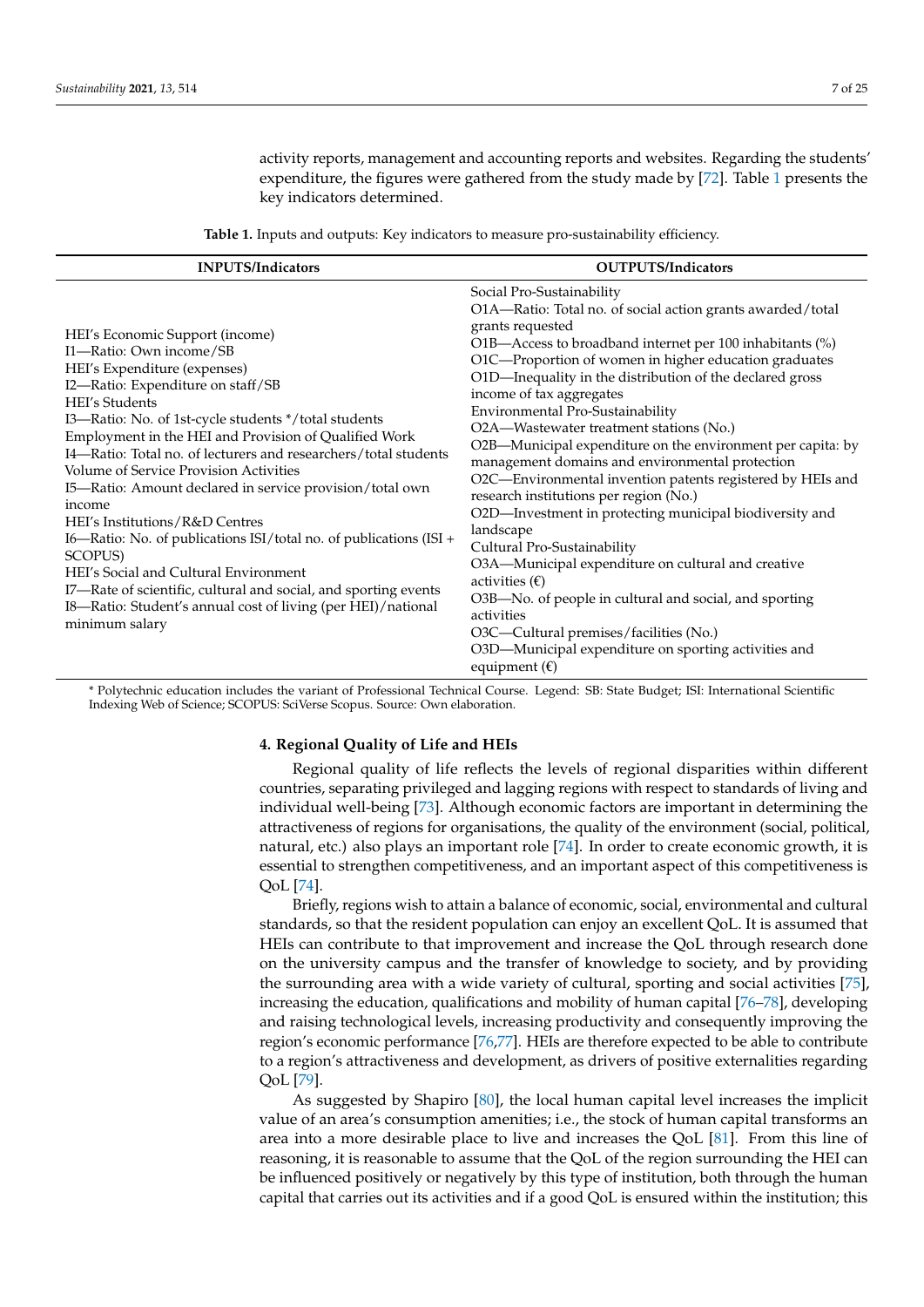activity reports, management and accounting reports and websites. Regarding the students' expenditure, the figures were gathered from the study made by [72]. Table 1 presents the key indicators determined.

**Table 1.** Inputs and outputs: Key indicators to measure pro-sustainability efficiency.

| INPUTS/Indicators | OUTPUTS/Indicators |
| --- | --- |
| HEI's Economic Support (income)<br>I1—Ratio: Own income/SB<br>HEI's Expenditure (expenses)<br>I2—Ratio: Expenditure on staff/SB<br>HEI's Students<br>I3—Ratio: No. of 1st-cycle students */total students<br>Employment in the HEI and Provision of Qualified Work<br>I4—Ratio: Total no. of lecturers and researchers/total students<br>Volume of Service Provision Activities<br>I5—Ratio: Amount declared in service provision/total own income<br>HEI's Institutions/R&D Centres<br>I6—Ratio: No. of publications ISI/total no. of publications (ISI + SCOPUS)<br>HEI's Social and Cultural Environment<br>I7—Rate of scientific, cultural and social, and sporting events<br>I8—Ratio: Student's annual cost of living (per HEI)/national minimum salary | Social Pro-Sustainability<br>O1A—Ratio: Total no. of social action grants awarded/total grants requested<br>O1B—Access to broadband internet per 100 inhabitants (%)<br>O1C—Proportion of women in higher education graduates<br>O1D—Inequality in the distribution of the declared gross income of tax aggregates<br>Environmental Pro-Sustainability<br>O2A—Wastewater treatment stations (No.)<br>O2B—Municipal expenditure on the environment per capita: by management domains and environmental protection<br>O2C—Environmental invention patents registered by HEIs and research institutions per region (No.)<br>O2D—Investment in protecting municipal biodiversity and landscape<br>Cultural Pro-Sustainability<br>O3A—Municipal expenditure on cultural and creative activities (€)<br>O3B—No. of people in cultural and social, and sporting activities<br>O3C—Cultural premises/facilities (No.)<br>O3D—Municipal expenditure on sporting activities and equipment (€) |

\* Polytechnic education includes the variant of Professional Technical Course. Legend: SB: State Budget; ISI: International Scientific Indexing Web of Science; SCOPUS: SciVerse Scopus. Source: Own elaboration.

## 4. Regional Quality of Life and HEIs

Regional quality of life reflects the levels of regional disparities within different countries, separating privileged and lagging regions with respect to standards of living and individual well-being [73]. Although economic factors are important in determining the attractiveness of regions for organisations, the quality of the environment (social, political, natural, etc.) also plays an important role [74]. In order to create economic growth, it is essential to strengthen competitiveness, and an important aspect of this competitiveness is QoL [74].

Briefly, regions wish to attain a balance of economic, social, environmental and cultural standards, so that the resident population can enjoy an excellent QoL. It is assumed that HEIs can contribute to that improvement and increase the QoL through research done on the university campus and the transfer of knowledge to society, and by providing the surrounding area with a wide variety of cultural, sporting and social activities [75], increasing the education, qualifications and mobility of human capital [76–78], developing and raising technological levels, increasing productivity and consequently improving the region's economic performance [76,77]. HEIs are therefore expected to be able to contribute to a region's attractiveness and development, as drivers of positive externalities regarding QoL [79].

As suggested by Shapiro [80], the local human capital level increases the implicit value of an area's consumption amenities; i.e., the stock of human capital transforms an area into a more desirable place to live and increases the QoL [81]. From this line of reasoning, it is reasonable to assume that the QoL of the region surrounding the HEI can be influenced positively or negatively by this type of institution, both through the human capital that carries out its activities and if a good QoL is ensured within the institution; this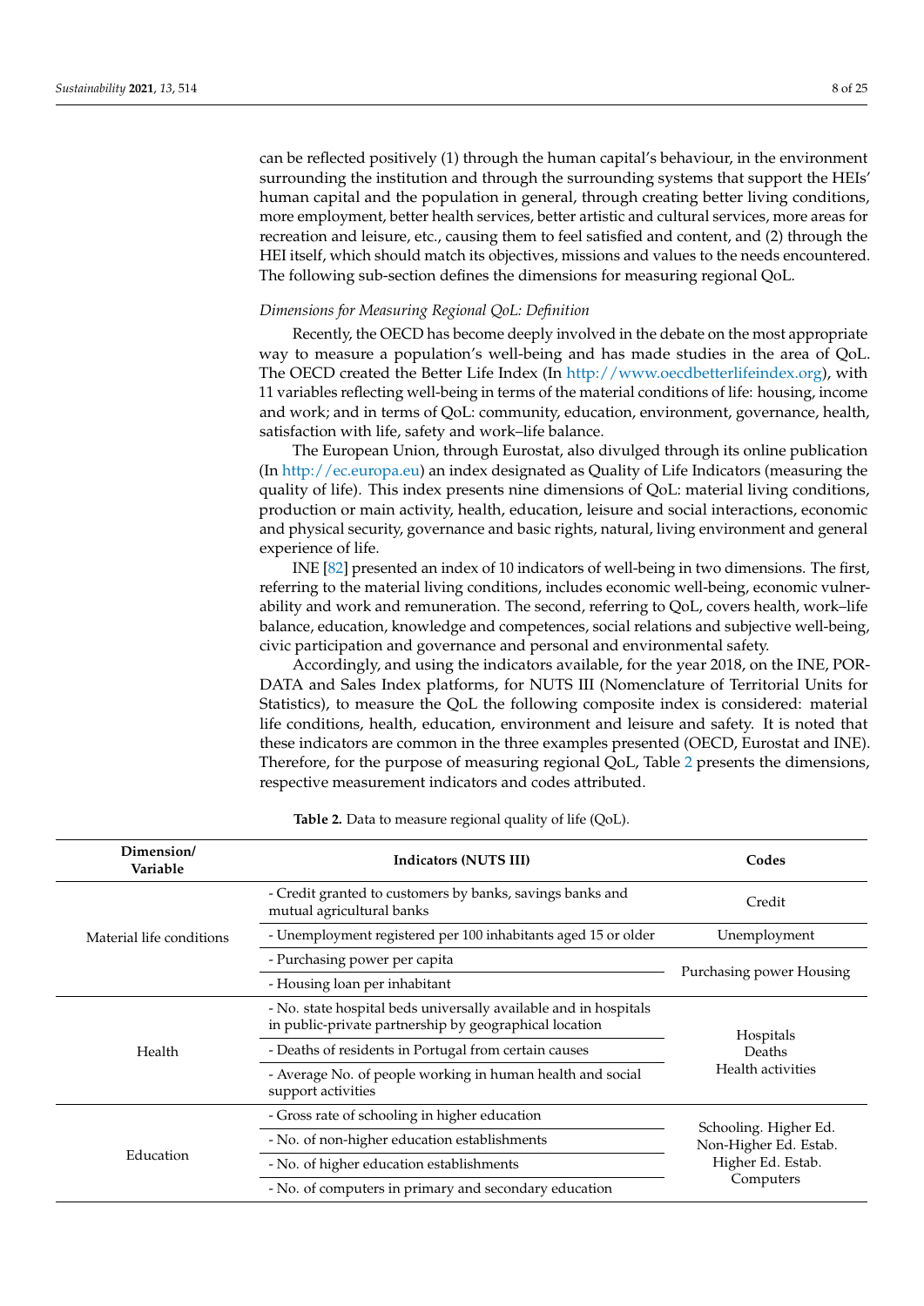can be reflected positively (1) through the human capital's behaviour, in the environment surrounding the institution and through the surrounding systems that support the HEIs' human capital and the population in general, through creating better living conditions, more employment, better health services, better artistic and cultural services, more areas for recreation and leisure, etc., causing them to feel satisfied and content, and (2) through the HEI itself, which should match its objectives, missions and values to the needs encountered. The following sub-section defines the dimensions for measuring regional QoL.

*Dimensions for Measuring Regional QoL: Definition*

Recently, the OECD has become deeply involved in the debate on the most appropriate way to measure a population's well-being and has made studies in the area of QoL. The OECD created the Better Life Index (In http://www.oecdbetterlifeindex.org), with 11 variables reflecting well-being in terms of the material conditions of life: housing, income and work; and in terms of QoL: community, education, environment, governance, health, satisfaction with life, safety and work–life balance.

The European Union, through Eurostat, also divulged through its online publication (In http://ec.europa.eu) an index designated as Quality of Life Indicators (measuring the quality of life). This index presents nine dimensions of QoL: material living conditions, production or main activity, health, education, leisure and social interactions, economic and physical security, governance and basic rights, natural, living environment and general experience of life.

INE [82] presented an index of 10 indicators of well-being in two dimensions. The first, referring to the material living conditions, includes economic well-being, economic vulnerability and work and remuneration. The second, referring to QoL, covers health, work–life balance, education, knowledge and competences, social relations and subjective well-being, civic participation and governance and personal and environmental safety.

Accordingly, and using the indicators available, for the year 2018, on the INE, PORDATA and Sales Index platforms, for NUTS III (Nomenclature of Territorial Units for Statistics), to measure the QoL the following composite index is considered: material life conditions, health, education, environment and leisure and safety. It is noted that these indicators are common in the three examples presented (OECD, Eurostat and INE). Therefore, for the purpose of measuring regional QoL, Table 2 presents the dimensions, respective measurement indicators and codes attributed.

**Table 2.** Data to measure regional quality of life (QoL).

| Dimension/ Variable | Indicators (NUTS III) | Codes |
|---|---|---|
| Material life conditions | - Credit granted to customers by banks, savings banks and mutual agricultural banks | Credit |
| | - Unemployment registered per 100 inhabitants aged 15 or older | Unemployment |
| | - Purchasing power per capita | Purchasing power Housing |
| | - Housing loan per inhabitant | |
| Health | - No. state hospital beds universally available and in hospitals in public-private partnership by geographical location | Hospitals Deaths Health activities |
| | - Deaths of residents in Portugal from certain causes | |
| | - Average No. of people working in human health and social support activities | |
| Education | - Gross rate of schooling in higher education | Schooling. Higher Ed. Non-Higher Ed. Estab. Higher Ed. Estab. Computers |
| | - No. of non-higher education establishments | |
| | - No. of higher education establishments | |
| | - No. of computers in primary and secondary education | |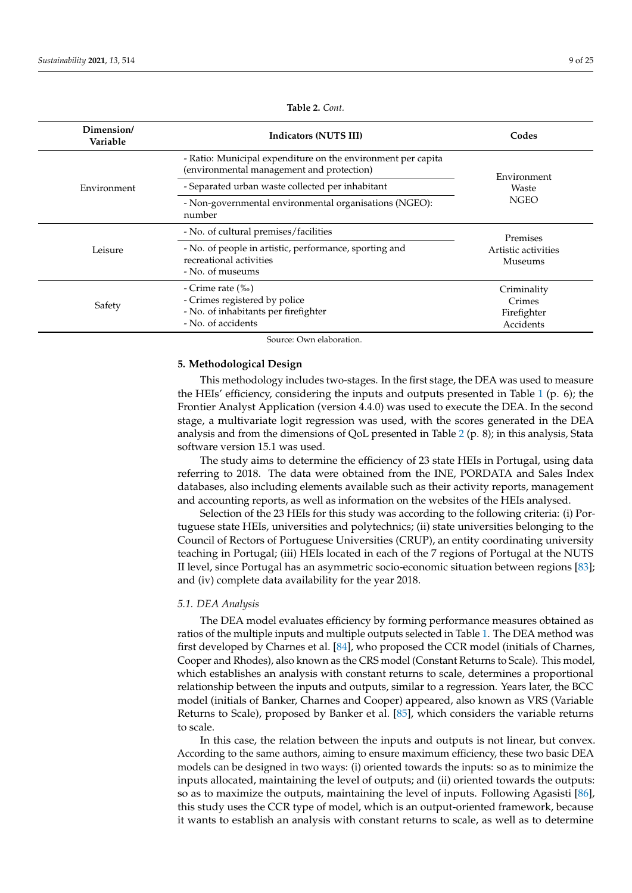**Table 2.** *Cont.*

| Dimension/ Variable | Indicators (NUTS III) | Codes |
|---|---|---|
| Environment | - Ratio: Municipal expenditure on the environment per capita (environmental management and protection) | Environment |
| | - Separated urban waste collected per inhabitant | Waste |
| | - Non-governmental environmental organisations (NGEO): number | NGEO |
| Leisure | - No. of cultural premises/facilities | Premises |
| | - No. of people in artistic, performance, sporting and recreational activities<br>- No. of museums | Artistic activities<br>Museums |
| Safety | - Crime rate (‰)<br>- Crimes registered by police<br>- No. of inhabitants per firefighter<br>- No. of accidents | Criminality<br>Crimes<br>Firefighter<br>Accidents |

Source: Own elaboration.

## 5. Methodological Design

This methodology includes two-stages. In the first stage, the DEA was used to measure the HEIs' efficiency, considering the inputs and outputs presented in Table 1 (p. 6); the Frontier Analyst Application (version 4.4.0) was used to execute the DEA. In the second stage, a multivariate logit regression was used, with the scores generated in the DEA analysis and from the dimensions of QoL presented in Table 2 (p. 8); in this analysis, Stata software version 15.1 was used.

The study aims to determine the efficiency of 23 state HEIs in Portugal, using data referring to 2018. The data were obtained from the INE, PORDATA and Sales Index databases, also including elements available such as their activity reports, management and accounting reports, as well as information on the websites of the HEIs analysed.

Selection of the 23 HEIs for this study was according to the following criteria: (i) Portuguese state HEIs, universities and polytechnics; (ii) state universities belonging to the Council of Rectors of Portuguese Universities (CRUP), an entity coordinating university teaching in Portugal; (iii) HEIs located in each of the 7 regions of Portugal at the NUTS II level, since Portugal has an asymmetric socio-economic situation between regions [83]; and (iv) complete data availability for the year 2018.

### *5.1. DEA Analysis*

The DEA model evaluates efficiency by forming performance measures obtained as ratios of the multiple inputs and multiple outputs selected in Table 1. The DEA method was first developed by Charnes et al. [84], who proposed the CCR model (initials of Charnes, Cooper and Rhodes), also known as the CRS model (Constant Returns to Scale). This model, which establishes an analysis with constant returns to scale, determines a proportional relationship between the inputs and outputs, similar to a regression. Years later, the BCC model (initials of Banker, Charnes and Cooper) appeared, also known as VRS (Variable Returns to Scale), proposed by Banker et al. [85], which considers the variable returns to scale.

In this case, the relation between the inputs and outputs is not linear, but convex. According to the same authors, aiming to ensure maximum efficiency, these two basic DEA models can be designed in two ways: (i) oriented towards the inputs: so as to minimize the inputs allocated, maintaining the level of outputs; and (ii) oriented towards the outputs: so as to maximize the outputs, maintaining the level of inputs. Following Agasisti [86], this study uses the CCR type of model, which is an output-oriented framework, because it wants to establish an analysis with constant returns to scale, as well as to determine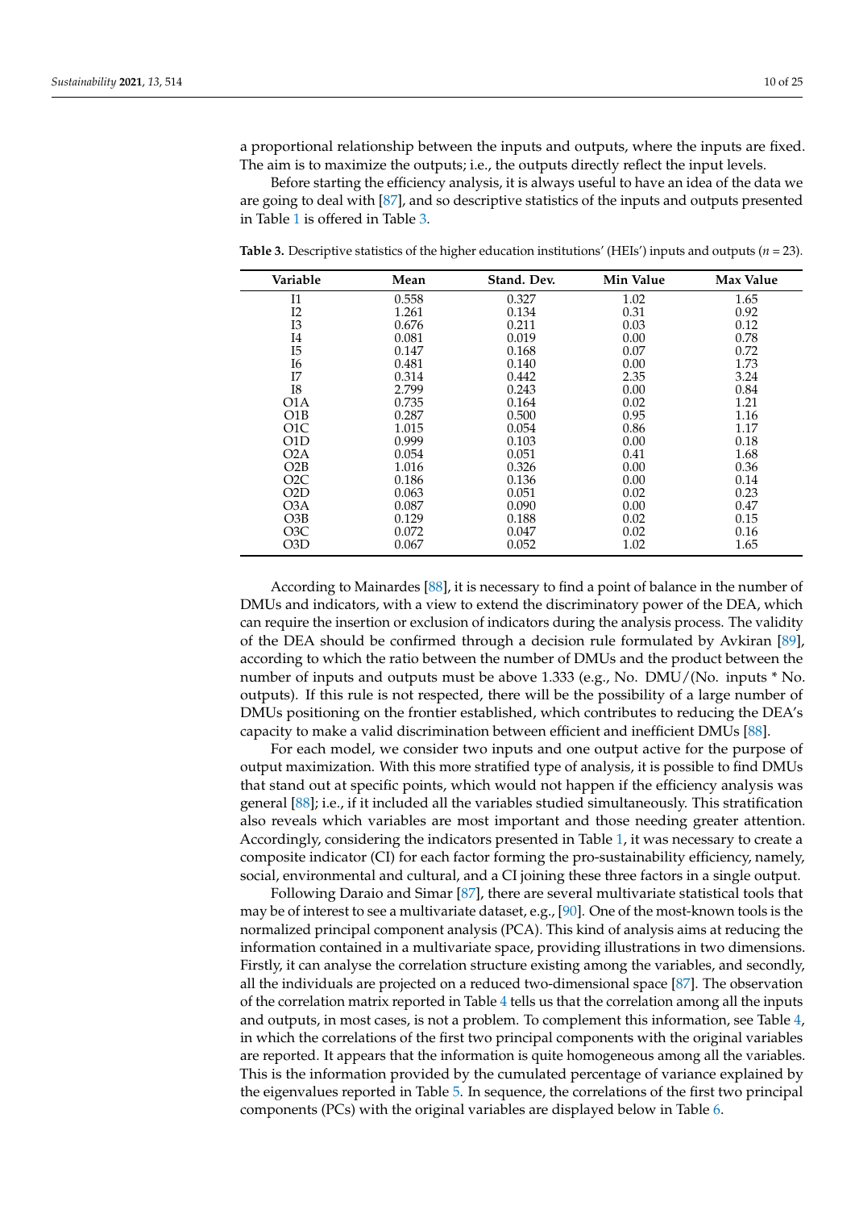a proportional relationship between the inputs and outputs, where the inputs are fixed. The aim is to maximize the outputs; i.e., the outputs directly reflect the input levels.

Before starting the efficiency analysis, it is always useful to have an idea of the data we are going to deal with [87], and so descriptive statistics of the inputs and outputs presented in Table 1 is offered in Table 3.

**Table 3.** Descriptive statistics of the higher education institutions' (HEIs') inputs and outputs ($n$ = 23).

| Variable | Mean | Stand. Dev. | Min Value | Max Value |
|---|---|---|---|---|
| I1 | 0.558 | 0.327 | 1.02 | 1.65 |
| I2 | 1.261 | 0.134 | 0.31 | 0.92 |
| I3 | 0.676 | 0.211 | 0.03 | 0.12 |
| I4 | 0.081 | 0.019 | 0.00 | 0.78 |
| I5 | 0.147 | 0.168 | 0.07 | 0.72 |
| I6 | 0.481 | 0.140 | 0.00 | 1.73 |
| I7 | 0.314 | 0.442 | 2.35 | 3.24 |
| I8 | 2.799 | 0.243 | 0.00 | 0.84 |
| O1A | 0.735 | 0.164 | 0.02 | 1.21 |
| O1B | 0.287 | 0.500 | 0.95 | 1.16 |
| O1C | 1.015 | 0.054 | 0.86 | 1.17 |
| O1D | 0.999 | 0.103 | 0.00 | 0.18 |
| O2A | 0.054 | 0.051 | 0.41 | 1.68 |
| O2B | 1.016 | 0.326 | 0.00 | 0.36 |
| O2C | 0.186 | 0.136 | 0.00 | 0.14 |
| O2D | 0.063 | 0.051 | 0.02 | 0.23 |
| O3A | 0.087 | 0.090 | 0.00 | 0.47 |
| O3B | 0.129 | 0.188 | 0.02 | 0.15 |
| O3C | 0.072 | 0.047 | 0.02 | 0.16 |
| O3D | 0.067 | 0.052 | 1.02 | 1.65 |

According to Mainardes [88], it is necessary to find a point of balance in the number of DMUs and indicators, with a view to extend the discriminatory power of the DEA, which can require the insertion or exclusion of indicators during the analysis process. The validity of the DEA should be confirmed through a decision rule formulated by Avkiran [89], according to which the ratio between the number of DMUs and the product between the number of inputs and outputs must be above 1.333 (e.g., No. DMU/(No. inputs * No. outputs). If this rule is not respected, there will be the possibility of a large number of DMUs positioning on the frontier established, which contributes to reducing the DEA's capacity to make a valid discrimination between efficient and inefficient DMUs [88].

For each model, we consider two inputs and one output active for the purpose of output maximization. With this more stratified type of analysis, it is possible to find DMUs that stand out at specific points, which would not happen if the efficiency analysis was general [88]; i.e., if it included all the variables studied simultaneously. This stratification also reveals which variables are most important and those needing greater attention. Accordingly, considering the indicators presented in Table 1, it was necessary to create a composite indicator (CI) for each factor forming the pro-sustainability efficiency, namely, social, environmental and cultural, and a CI joining these three factors in a single output.

Following Daraio and Simar [87], there are several multivariate statistical tools that may be of interest to see a multivariate dataset, e.g., [90]. One of the most-known tools is the normalized principal component analysis (PCA). This kind of analysis aims at reducing the information contained in a multivariate space, providing illustrations in two dimensions. Firstly, it can analyse the correlation structure existing among the variables, and secondly, all the individuals are projected on a reduced two-dimensional space [87]. The observation of the correlation matrix reported in Table 4 tells us that the correlation among all the inputs and outputs, in most cases, is not a problem. To complement this information, see Table 4, in which the correlations of the first two principal components with the original variables are reported. It appears that the information is quite homogeneous among all the variables. This is the information provided by the cumulated percentage of variance explained by the eigenvalues reported in Table 5. In sequence, the correlations of the first two principal components (PCs) with the original variables are displayed below in Table 6.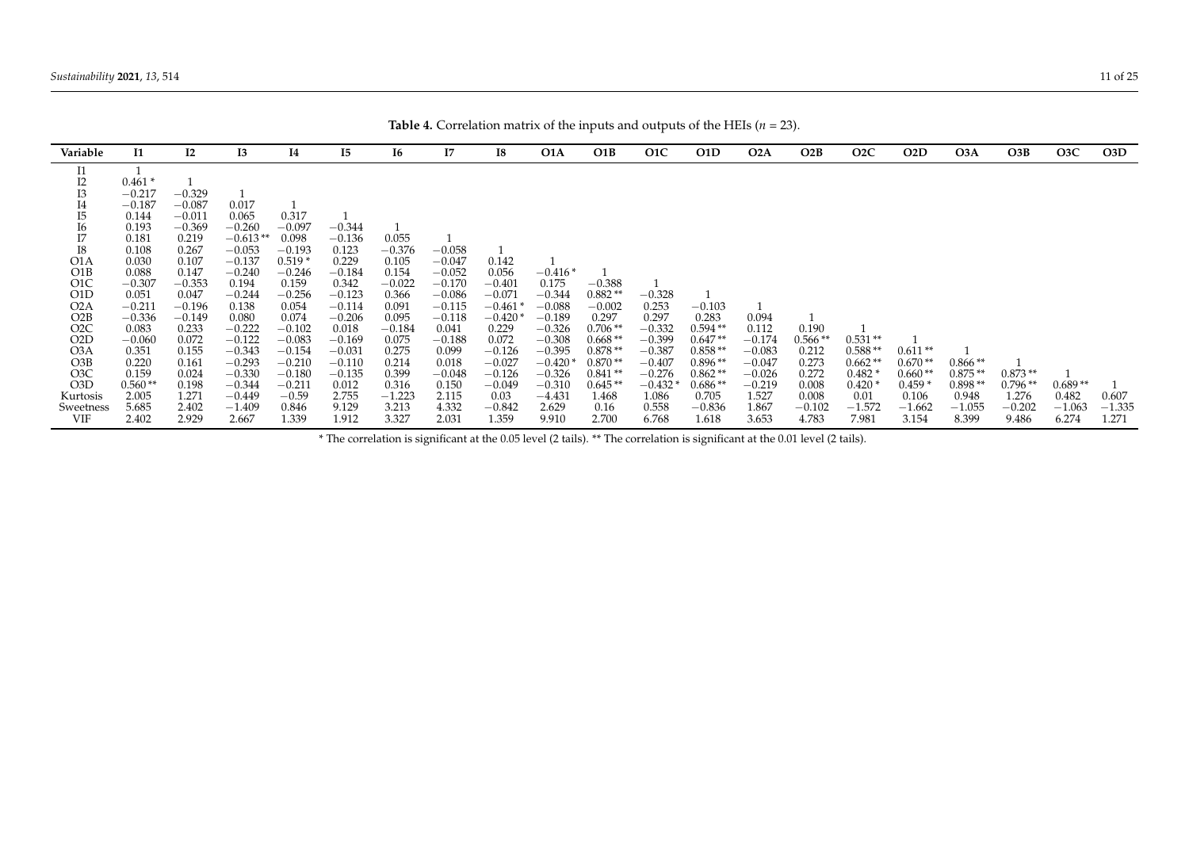**Table 4.** Correlation matrix of the inputs and outputs of the HEIs ($n$ = 23).

| Variable | I1 | I2 | I3 | I4 | I5 | I6 | I7 | I8 | O1A | O1B | O1C | O1D | O2A | O2B | O2C | O2D | O3A | O3B | O3C | O3D |
|---|---|---|---|---|---|---|---|---|---|---|---|---|---|---|---|---|---|---|---|---|
| I1 | 1 | | | | | | | | | | | | | | | | | | | |
| I2 | 0.461 * | 1 | | | | | | | | | | | | | | | | | | |
| I3 | −0.217 | −0.329 | 1 | | | | | | | | | | | | | | | | | |
| I4 | −0.187 | −0.087 | 0.017 | 1 | | | | | | | | | | | | | | | | |
| I5 | 0.144 | −0.011 | 0.065 | 0.317 | 1 | | | | | | | | | | | | | | | |
| I6 | 0.193 | −0.369 | −0.260 | −0.097 | −0.344 | 1 | | | | | | | | | | | | | | |
| I7 | 0.181 | 0.219 | −0.613 ** | 0.098 | −0.136 | 0.055 | 1 | | | | | | | | | | | | | |
| I8 | 0.108 | 0.267 | −0.053 | −0.193 | 0.123 | −0.376 | −0.058 | 1 | | | | | | | | | | | | |
| O1A | 0.030 | 0.107 | −0.137 | 0.519 * | 0.229 | 0.105 | −0.047 | 0.142 | 1 | | | | | | | | | | | |
| O1B | 0.088 | 0.147 | −0.240 | −0.246 | −0.184 | 0.154 | −0.052 | 0.056 | −0.416 * | 1 | | | | | | | | | | |
| O1C | −0.307 | −0.353 | 0.194 | 0.159 | 0.342 | −0.022 | −0.170 | −0.401 | 0.175 | −0.388 | 1 | | | | | | | | | |
| O1D | 0.051 | 0.047 | −0.244 | −0.256 | −0.123 | 0.366 | −0.086 | −0.071 | −0.344 | 0.882 ** | −0.328 | 1 | | | | | | | | |
| O2A | −0.211 | −0.196 | 0.138 | 0.054 | −0.114 | 0.091 | −0.115 | −0.461 * | −0.088 | −0.002 | 0.253 | −0.103 | 1 | | | | | | | |
| O2B | −0.336 | −0.149 | 0.080 | 0.074 | −0.206 | 0.095 | −0.118 | −0.420 * | −0.189 | 0.297 | 0.297 | 0.283 | 0.094 | 1 | | | | | | |
| O2C | 0.083 | 0.233 | −0.222 | −0.102 | 0.018 | −0.184 | 0.041 | 0.229 | −0.326 | 0.706 ** | −0.332 | 0.594 ** | 0.112 | 0.190 | 1 | | | | | |
| O2D | −0.060 | 0.072 | −0.122 | −0.083 | −0.169 | 0.075 | −0.188 | 0.072 | −0.308 | 0.668 ** | −0.399 | 0.647 ** | −0.174 | 0.566 ** | 0.531 ** | 1 | | | | |
| O3A | 0.351 | 0.155 | −0.343 | −0.154 | −0.031 | 0.275 | 0.099 | −0.126 | −0.395 | 0.878 ** | −0.387 | 0.858 ** | −0.083 | 0.212 | 0.588 ** | 0.611 ** | 1 | | | |
| O3B | 0.220 | 0.161 | −0.293 | −0.210 | −0.110 | 0.214 | 0.018 | −0.027 | −0.420 * | 0.870 ** | −0.407 | 0.896 ** | −0.047 | 0.273 | 0.662 ** | 0.670 ** | 0.866 ** | 1 | | |
| O3C | 0.159 | 0.024 | −0.330 | −0.180 | −0.135 | 0.399 | −0.048 | −0.126 | −0.326 | 0.841 ** | −0.276 | 0.862 ** | −0.026 | 0.272 | 0.482 * | 0.660 ** | 0.875 ** | 0.873 ** | 1 | |
| O3D | 0.560 ** | 0.198 | −0.344 | −0.211 | 0.012 | 0.316 | 0.150 | −0.049 | −0.310 | 0.645 ** | −0.432 * | 0.686 ** | −0.219 | 0.008 | 0.420 * | 0.459 * | 0.898 ** | 0.796 ** | 0.689 ** | 1 |
| Kurtosis | 2.005 | 1.271 | −0.449 | −0.59 | 2.755 | −1.223 | 2.115 | 0.03 | −4.431 | 1.468 | 1.086 | 0.705 | 1.527 | 0.008 | 0.01 | 0.106 | 0.948 | 1.276 | 0.482 | 0.607 |
| Sweetness | 5.685 | 2.402 | −1.409 | 0.846 | 9.129 | 3.213 | 4.332 | −0.842 | 2.629 | 0.16 | 0.558 | −0.836 | 1.867 | −0.102 | −1.572 | −1.662 | −1.055 | −0.202 | −1.063 | −1.335 |
| VIF | 2.402 | 2.929 | 2.667 | 1.339 | 1.912 | 3.327 | 2.031 | 1.359 | 9.910 | 2.700 | 6.768 | 1.618 | 3.653 | 4.783 | 7.981 | 3.154 | 8.399 | 9.486 | 6.274 | 1.271 |

* The correlation is significant at the 0.05 level (2 tails). ** The correlation is significant at the 0.01 level (2 tails).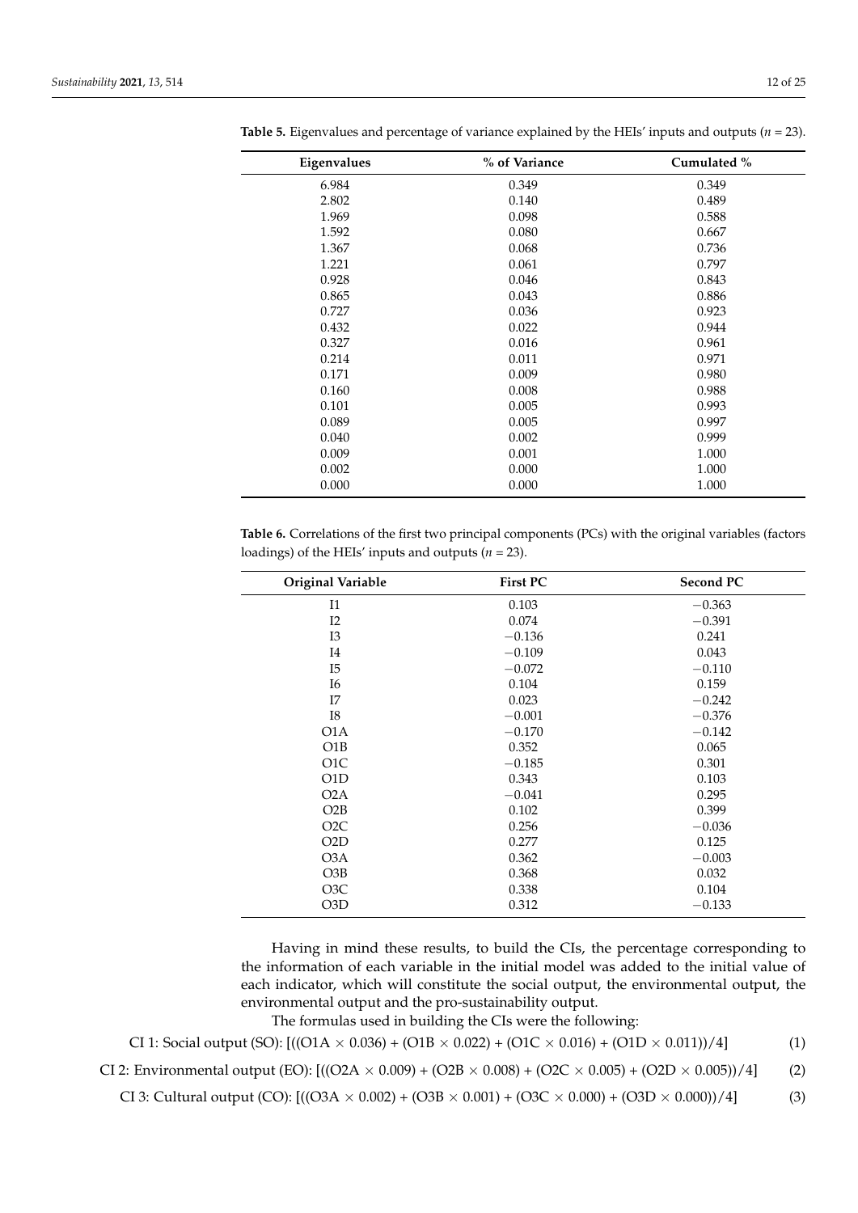**Table 5.** Eigenvalues and percentage of variance explained by the HEIs' inputs and outputs ($n = 23$).

| Eigenvalues | % of Variance | Cumulated % |
|---|---|---|
| 6.984 | 0.349 | 0.349 |
| 2.802 | 0.140 | 0.489 |
| 1.969 | 0.098 | 0.588 |
| 1.592 | 0.080 | 0.667 |
| 1.367 | 0.068 | 0.736 |
| 1.221 | 0.061 | 0.797 |
| 0.928 | 0.046 | 0.843 |
| 0.865 | 0.043 | 0.886 |
| 0.727 | 0.036 | 0.923 |
| 0.432 | 0.022 | 0.944 |
| 0.327 | 0.016 | 0.961 |
| 0.214 | 0.011 | 0.971 |
| 0.171 | 0.009 | 0.980 |
| 0.160 | 0.008 | 0.988 |
| 0.101 | 0.005 | 0.993 |
| 0.089 | 0.005 | 0.997 |
| 0.040 | 0.002 | 0.999 |
| 0.009 | 0.001 | 1.000 |
| 0.002 | 0.000 | 1.000 |
| 0.000 | 0.000 | 1.000 |

**Table 6.** Correlations of the first two principal components (PCs) with the original variables (factors loadings) of the HEIs' inputs and outputs ($n = 23$).

| Original Variable | First PC | Second PC |
|---|---|---|
| I1 | 0.103 | −0.363 |
| I2 | 0.074 | −0.391 |
| I3 | −0.136 | 0.241 |
| I4 | −0.109 | 0.043 |
| I5 | −0.072 | −0.110 |
| I6 | 0.104 | 0.159 |
| I7 | 0.023 | −0.242 |
| I8 | −0.001 | −0.376 |
| O1A | −0.170 | −0.142 |
| O1B | 0.352 | 0.065 |
| O1C | −0.185 | 0.301 |
| O1D | 0.343 | 0.103 |
| O2A | −0.041 | 0.295 |
| O2B | 0.102 | 0.399 |
| O2C | 0.256 | −0.036 |
| O2D | 0.277 | 0.125 |
| O3A | 0.362 | −0.003 |
| O3B | 0.368 | 0.032 |
| O3C | 0.338 | 0.104 |
| O3D | 0.312 | −0.133 |

Having in mind these results, to build the CIs, the percentage corresponding to the information of each variable in the initial model was added to the initial value of each indicator, which will constitute the social output, the environmental output, the environmental output and the pro-sustainability output.

The formulas used in building the CIs were the following:

$$\text{CI 1: Social output (SO): } [((\text{O1A} \times 0.036) + (\text{O1B} \times 0.022) + (\text{O1C} \times 0.016) + (\text{O1D} \times 0.011))/4] \quad (1)$$

$$\text{CI 2: Environmental output (EO): } [((\text{O2A} \times 0.009) + (\text{O2B} \times 0.008) + (\text{O2C} \times 0.005) + (\text{O2D} \times 0.005))/4] \quad (2)$$

$$\text{CI 3: Cultural output (CO): } [((\text{O3A} \times 0.002) + (\text{O3B} \times 0.001) + (\text{O3C} \times 0.000) + (\text{O3D} \times 0.000))/4] \quad (3)$$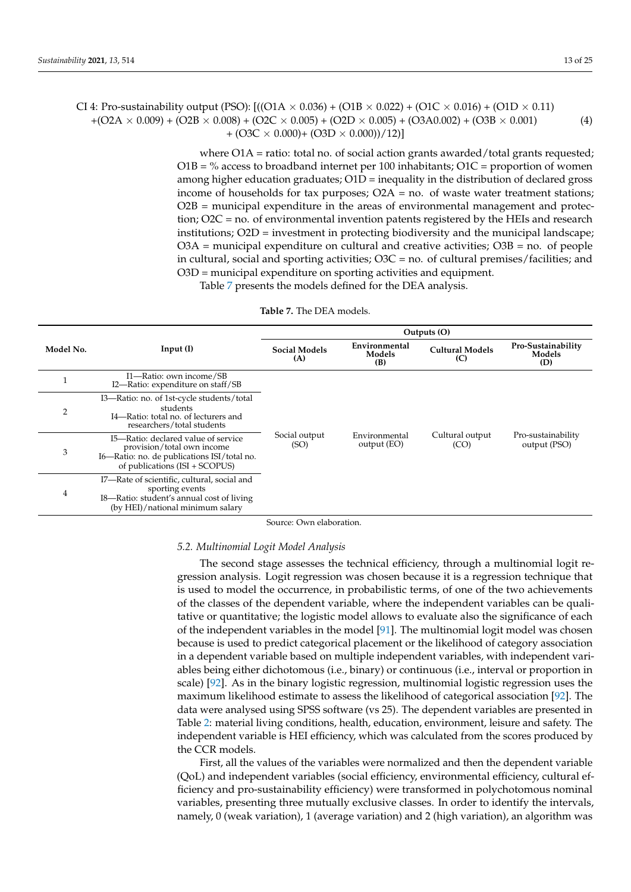$$\text{CI 4: Pro-sustainability output (PSO): } [((O1A \times 0.036) + (O1B \times 0.022) + (O1C \times 0.016) + (O1D \times 0.11) + (O2A \times 0.009) + (O2B \times 0.008) + (O2C \times 0.005) + (O2D \times 0.005) + (O3A0.002) + (O3B \times 0.001) + (O3C \times 0.000) + (O3D \times 0.000))/12)] \quad (4)$$

where O1A = ratio: total no. of social action grants awarded/total grants requested; O1B = % access to broadband internet per 100 inhabitants; O1C = proportion of women among higher education graduates; O1D = inequality in the distribution of declared gross income of households for tax purposes; O2A = no. of waste water treatment stations; O2B = municipal expenditure in the areas of environmental management and protection; O2C = no. of environmental invention patents registered by the HEIs and research institutions; O2D = investment in protecting biodiversity and the municipal landscape; O3A = municipal expenditure on cultural and creative activities; O3B = no. of people in cultural, social and sporting activities; O3C = no. of cultural premises/facilities; and O3D = municipal expenditure on sporting activities and equipment.

Table 7 presents the models defined for the DEA analysis.

**Table 7.** The DEA models.

| Model No. | Input (I) | Outputs (O) | | | |
|---|---|---|---|---|---|
| | | **Social Models (A)** | **Environmental Models (B)** | **Cultural Models (C)** | **Pro-Sustainability Models (D)** |
| 1 | I1—Ratio: own income/SB<br>I2—Ratio: expenditure on staff/SB | Social output (SO) | Environmental output (EO) | Cultural output (CO) | Pro-sustainability output (PSO) |
| 2 | I3—Ratio: no. of 1st-cycle students/total students<br>I4—Ratio: total no. of lecturers and researchers/total students | | | | |
| 3 | I5—Ratio: declared value of service provision/total own income<br>I6—Ratio: no. de publications ISI/total no. of publications (ISI + SCOPUS) | | | | |
| 4 | I7—Rate of scientific, cultural, social and sporting events<br>I8—Ratio: student's annual cost of living (by HEI)/national minimum salary | | | | |

Source: Own elaboration.

### *5.2. Multinomial Logit Model Analysis*

The second stage assesses the technical efficiency, through a multinomial logit regression analysis. Logit regression was chosen because it is a regression technique that is used to model the occurrence, in probabilistic terms, of one of the two achievements of the classes of the dependent variable, where the independent variables can be qualitative or quantitative; the logistic model allows to evaluate also the significance of each of the independent variables in the model [91]. The multinomial logit model was chosen because is used to predict categorical placement or the likelihood of category association in a dependent variable based on multiple independent variables, with independent variables being either dichotomous (i.e., binary) or continuous (i.e., interval or proportion in scale) [92]. As in the binary logistic regression, multinomial logistic regression uses the maximum likelihood estimate to assess the likelihood of categorical association [92]. The data were analysed using SPSS software (vs 25). The dependent variables are presented in Table 2: material living conditions, health, education, environment, leisure and safety. The independent variable is HEI efficiency, which was calculated from the scores produced by the CCR models.

First, all the values of the variables were normalized and then the dependent variable (QoL) and independent variables (social efficiency, environmental efficiency, cultural efficiency and pro-sustainability efficiency) were transformed in polychotomous nominal variables, presenting three mutually exclusive classes. In order to identify the intervals, namely, 0 (weak variation), 1 (average variation) and 2 (high variation), an algorithm was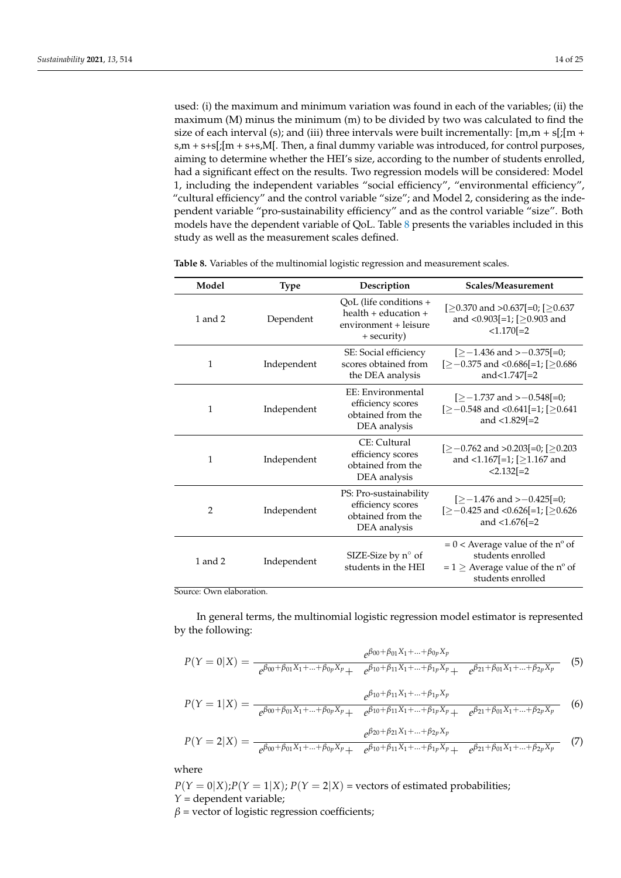used: (i) the maximum and minimum variation was found in each of the variables; (ii) the maximum (M) minus the minimum (m) to be divided by two was calculated to find the size of each interval (s); and (iii) three intervals were built incrementally: [m,m + s[;[m + s,m + s+s[;[m + s+s,M[. Then, a final dummy variable was introduced, for control purposes, aiming to determine whether the HEI's size, according to the number of students enrolled, had a significant effect on the results. Two regression models will be considered: Model 1, including the independent variables "social efficiency", "environmental efficiency", "cultural efficiency" and the control variable "size"; and Model 2, considering as the independent variable "pro-sustainability efficiency" and as the control variable "size". Both models have the dependent variable of QoL. Table 8 presents the variables included in this study as well as the measurement scales defined.

**Table 8.** Variables of the multinomial logistic regression and measurement scales.

| Model | Type | Description | Scales/Measurement |
|---|---|---|---|
| 1 and 2 | Dependent | QoL (life conditions + health + education + environment + leisure + security) | [≥0.370 and >0.637[=0; [≥0.637 and <0.903[=1; [≥0.903 and <1.170[=2 |
| 1 | Independent | SE: Social efficiency scores obtained from the DEA analysis | [≥−1.436 and >−0.375[=0; [≥−0.375 and <0.686[=1; [≥0.686 and<1.747[=2 |
| 1 | Independent | EE: Environmental efficiency scores obtained from the DEA analysis | [≥−1.737 and >−0.548[=0; [≥−0.548 and <0.641[=1; [≥0.641 and <1.829[=2 |
| 1 | Independent | CE: Cultural efficiency scores obtained from the DEA analysis | [≥−0.762 and >0.203[=0; [≥0.203 and <1.167[=1; [≥1.167 and <2.132[=2 |
| 2 | Independent | PS: Pro-sustainability efficiency scores obtained from the DEA analysis | [≥−1.476 and >−0.425[=0; [≥−0.425 and <0.626[=1; [≥0.626 and <1.676[=2 |
| 1 and 2 | Independent | SIZE-Size by n° of students in the HEI | = 0 < Average value of the nº of students enrolled<br>= 1 ≥ Average value of the nº of students enrolled |

Source: Own elaboration.

In general terms, the multinomial logistic regression model estimator is represented by the following:

$$P(Y=0|X) = \frac{e^{\beta_{00}+\beta_{01}X_1+\ldots+\beta_{0p}X_p}}{e^{\beta_{00}+\beta_{01}X_1+\ldots+\beta_{0p}X_p} + e^{\beta_{10}+\beta_{11}X_1+\ldots+\beta_{1p}X_p} + e^{\beta_{21}+\beta_{01}X_1+\ldots+\beta_{2p}X_p}} \quad (5)$$

$$P(Y=1|X) = \frac{e^{\beta_{10}+\beta_{11}X_1+\ldots+\beta_{1p}X_p}}{e^{\beta_{00}+\beta_{01}X_1+\ldots+\beta_{0p}X_p} + e^{\beta_{10}+\beta_{11}X_1+\ldots+\beta_{1p}X_p} + e^{\beta_{21}+\beta_{01}X_1+\ldots+\beta_{2p}X_p}} \quad (6)$$

$$P(Y=2|X) = \frac{e^{\beta_{20}+\beta_{21}X_1+\ldots+\beta_{2p}X_p}}{e^{\beta_{00}+\beta_{01}X_1+\ldots+\beta_{0p}X_p} + e^{\beta_{10}+\beta_{11}X_1+\ldots+\beta_{1p}X_p} + e^{\beta_{21}+\beta_{01}X_1+\ldots+\beta_{2p}X_p}} \quad (7)$$

where

$P(Y=0|X)$;$P(Y=1|X)$; $P(Y=2|X)$ = vectors of estimated probabilities;
$Y$ = dependent variable;
$\beta$ = vector of logistic regression coefficients;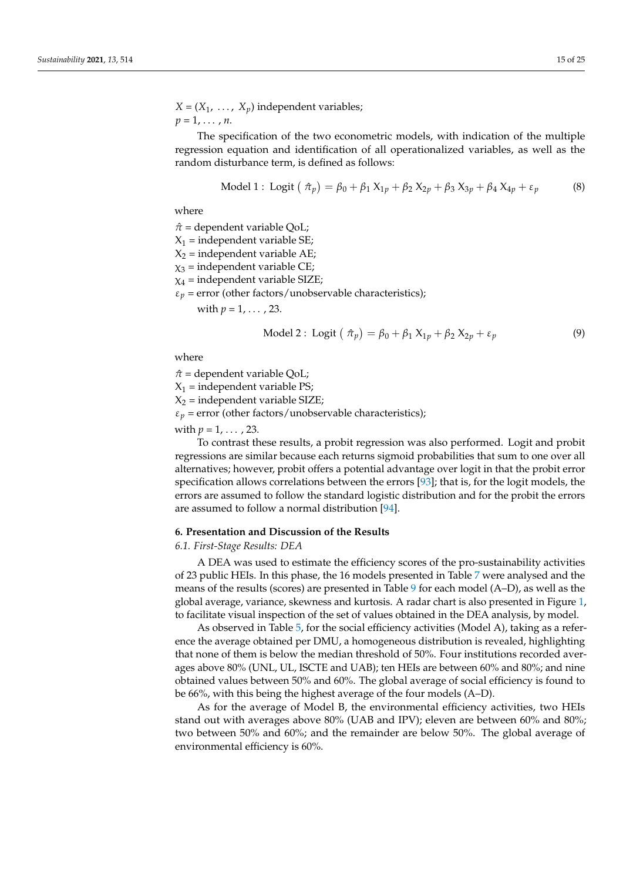$X = (X_1, \ldots, X_p)$ independent variables;
$p = 1, \ldots, n$.

The specification of the two econometric models, with indication of the multiple regression equation and identification of all operationalized variables, as well as the random disturbance term, is defined as follows:

$$\text{Model 1: Logit}\left(\hat{\pi}_p\right) = \beta_0 + \beta_1 X_{1p} + \beta_2 X_{2p} + \beta_3 X_{3p} + \beta_4 X_{4p} + \varepsilon_p \quad (8)$$

where

$\hat{\pi}$ = dependent variable QoL;
$X_1$ = independent variable SE;
$X_2$ = independent variable AE;
$\chi_3$ = independent variable CE;
$\chi_4$ = independent variable SIZE;
$\varepsilon_p$ = error (other factors/unobservable characteristics);
with $p = 1, \ldots, 23$.

$$\text{Model 2: Logit}\left(\hat{\pi}_p\right) = \beta_0 + \beta_1 X_{1p} + \beta_2 X_{2p} + \varepsilon_p \quad (9)$$

where

$\hat{\pi}$ = dependent variable QoL;
$X_1$ = independent variable PS;
$X_2$ = independent variable SIZE;
$\varepsilon_p$ = error (other factors/unobservable characteristics);
with $p = 1, \ldots, 23$.

To contrast these results, a probit regression was also performed. Logit and probit regressions are similar because each returns sigmoid probabilities that sum to one over all alternatives; however, probit offers a potential advantage over logit in that the probit error specification allows correlations between the errors [93]; that is, for the logit models, the errors are assumed to follow the standard logistic distribution and for the probit the errors are assumed to follow a normal distribution [94].

## 6. Presentation and Discussion of the Results

### *6.1. First-Stage Results: DEA*

A DEA was used to estimate the efficiency scores of the pro-sustainability activities of 23 public HEIs. In this phase, the 16 models presented in Table 7 were analysed and the means of the results (scores) are presented in Table 9 for each model (A–D), as well as the global average, variance, skewness and kurtosis. A radar chart is also presented in Figure 1, to facilitate visual inspection of the set of values obtained in the DEA analysis, by model.

As observed in Table 5, for the social efficiency activities (Model A), taking as a reference the average obtained per DMU, a homogeneous distribution is revealed, highlighting that none of them is below the median threshold of 50%. Four institutions recorded averages above 80% (UNL, UL, ISCTE and UAB); ten HEIs are between 60% and 80%; and nine obtained values between 50% and 60%. The global average of social efficiency is found to be 66%, with this being the highest average of the four models (A–D).

As for the average of Model B, the environmental efficiency activities, two HEIs stand out with averages above 80% (UAB and IPV); eleven are between 60% and 80%; two between 50% and 60%; and the remainder are below 50%. The global average of environmental efficiency is 60%.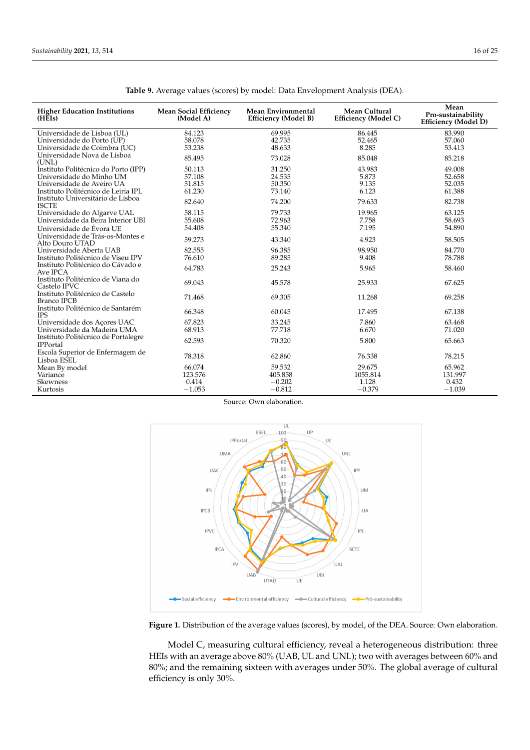**Table 9.** Average values (scores) by model: Data Envelopment Analysis (DEA).

| Higher Education Institutions (HEIs) | Mean Social Efficiency (Model A) | Mean Environmental Efficiency (Model B) | Mean Cultural Efficiency (Model C) | Mean Pro-sustainability Efficiency (Model D) |
|---|---|---|---|---|
| Universidade de Lisboa (UL) | 84.123 | 69.995 | 86.445 | 83.990 |
| Universidade do Porto (UP) | 58.078 | 42.735 | 52.465 | 57.060 |
| Universidade de Coimbra (UC) | 53.238 | 48.633 | 8.285 | 53.413 |
| Universidade Nova de Lisboa (UNL) | 85.495 | 73.028 | 85.048 | 85.218 |
| Instituto Politécnico do Porto (IPP) | 50.113 | 31.250 | 43.983 | 49.008 |
| Universidade do Minho UM | 57.108 | 24.535 | 5.873 | 52.658 |
| Universidade de Aveiro UA | 51.815 | 50.350 | 9.135 | 52.035 |
| Instituto Politécnico de Leiria IPL | 61.230 | 73.140 | 6.123 | 61.388 |
| Instituto Universitário de Lisboa ISCTE | 82.640 | 74.200 | 79.633 | 82.738 |
| Universidade do Algarve UAL | 58.115 | 79.733 | 19.965 | 63.125 |
| Universidade da Beira Interior UBI | 55.608 | 72.963 | 7.758 | 58.693 |
| Universidade de Évora UE | 54.408 | 55.340 | 7.195 | 54.890 |
| Universidade de Trás-os-Montes e Alto Douro UTAD | 59.273 | 43.340 | 4.923 | 58.505 |
| Universidade Aberta UAB | 82.555 | 96.385 | 98.950 | 84.770 |
| Instituto Politécnico de Viseu IPV | 76.610 | 89.285 | 9.408 | 78.788 |
| Instituto Politécnico do Cávado e Ave IPCA | 64.783 | 25.243 | 5.965 | 58.460 |
| Instituto Politécnico de Viana do Castelo IPVC | 69.043 | 45.578 | 25.933 | 67.625 |
| Instituto Politécnico de Castelo Branco IPCB | 71.468 | 69.305 | 11.268 | 69.258 |
| Instituto Politécnico de Santarém IPS | 66.348 | 60.045 | 17.495 | 67.138 |
| Universidade dos Açores UAC | 67.823 | 33.245 | 7.860 | 63.468 |
| Universidade da Madeira UMA | 68.913 | 77.718 | 6.670 | 71.020 |
| Instituto Politécnico de Portalegre IPPortal | 62.593 | 70.320 | 5.800 | 65.663 |
| Escola Superior de Enfermagem de Lisboa ESEL | 78.318 | 62.860 | 76.338 | 78.215 |
| Mean By model | 66.074 | 59.532 | 29.675 | 65.962 |
| Variance | 123.576 | 405.858 | 1055.814 | 131.997 |
| Skewness | 0.414 | −0.202 | 1.128 | 0.432 |
| Kurtosis | −1.053 | −0.812 | −0.379 | −1.039 |

Source: Own elaboration.

**Figure 1.** Distribution of the average values (scores), by model, of the DEA. Source: Own elaboration.

Model C, measuring cultural efficiency, reveal a heterogeneous distribution: three HEIs with an average above 80% (UAB, UL and UNL); two with averages between 60% and 80%; and the remaining sixteen with averages under 50%. The global average of cultural efficiency is only 30%.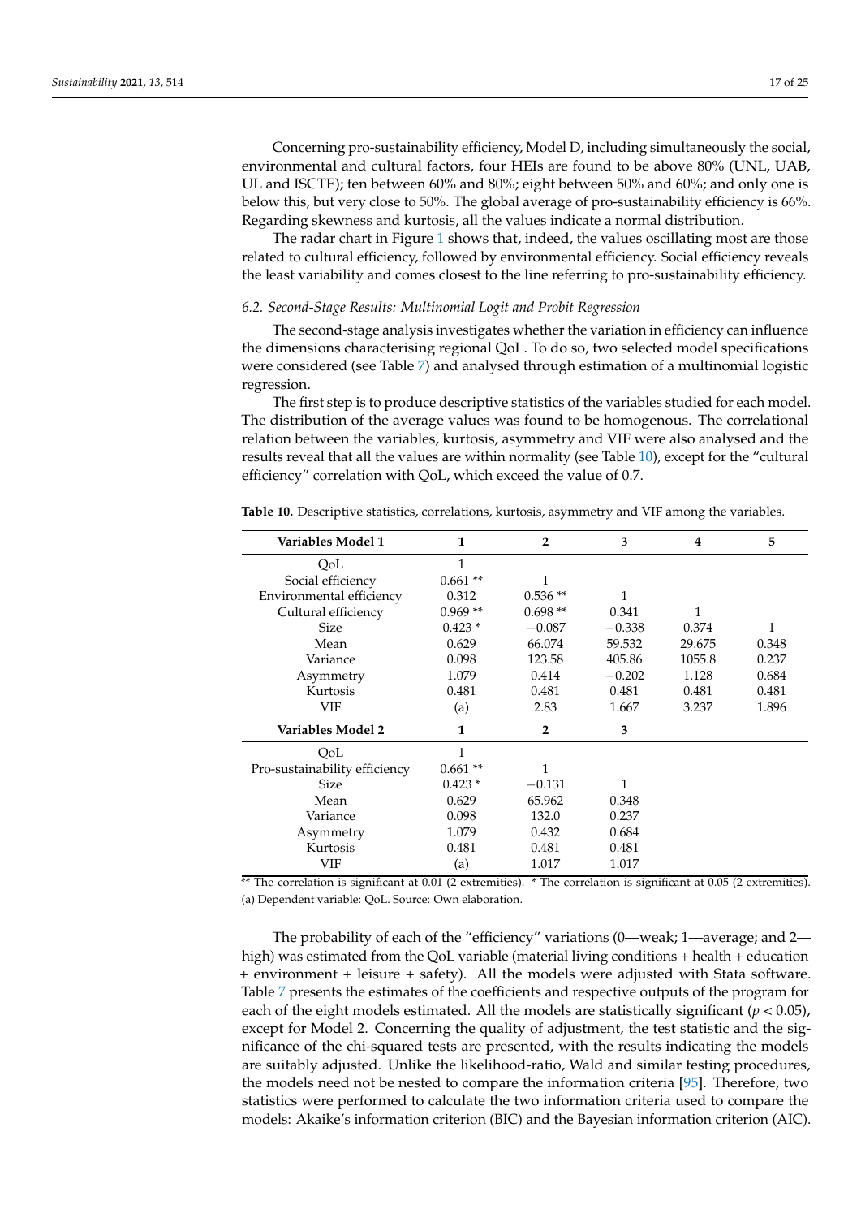Concerning pro-sustainability efficiency, Model D, including simultaneously the social, environmental and cultural factors, four HEIs are found to be above 80% (UNL, UAB, UL and ISCTE); ten between 60% and 80%; eight between 50% and 60%; and only one is below this, but very close to 50%. The global average of pro-sustainability efficiency is 66%. Regarding skewness and kurtosis, all the values indicate a normal distribution.

The radar chart in Figure 1 shows that, indeed, the values oscillating most are those related to cultural efficiency, followed by environmental efficiency. Social efficiency reveals the least variability and comes closest to the line referring to pro-sustainability efficiency.

### *6.2. Second-Stage Results: Multinomial Logit and Probit Regression*

The second-stage analysis investigates whether the variation in efficiency can influence the dimensions characterising regional QoL. To do so, two selected model specifications were considered (see Table 7) and analysed through estimation of a multinomial logistic regression.

The first step is to produce descriptive statistics of the variables studied for each model. The distribution of the average values was found to be homogenous. The correlational relation between the variables, kurtosis, asymmetry and VIF were also analysed and the results reveal that all the values are within normality (see Table 10), except for the "cultural efficiency" correlation with QoL, which exceed the value of 0.7.

**Table 10.** Descriptive statistics, correlations, kurtosis, asymmetry and VIF among the variables.

| Variables Model 1 | 1 | 2 | 3 | 4 | 5 |
|---|---|---|---|---|---|
| QoL | 1 | | | | |
| Social efficiency | 0.661 ** | 1 | | | |
| Environmental efficiency | 0.312 | 0.536 ** | 1 | | |
| Cultural efficiency | 0.969 ** | 0.698 ** | 0.341 | 1 | |
| Size | 0.423 * | −0.087 | −0.338 | 0.374 | 1 |
| Mean | 0.629 | 66.074 | 59.532 | 29.675 | 0.348 |
| Variance | 0.098 | 123.58 | 405.86 | 1055.8 | 0.237 |
| Asymmetry | 1.079 | 0.414 | −0.202 | 1.128 | 0.684 |
| Kurtosis | 0.481 | 0.481 | 0.481 | 0.481 | 0.481 |
| VIF | (a) | 2.83 | 1.667 | 3.237 | 1.896 |
| **Variables Model 2** | **1** | **2** | **3** | | |
| QoL | 1 | | | | |
| Pro-sustainability efficiency | 0.661 ** | 1 | | | |
| Size | 0.423 * | −0.131 | 1 | | |
| Mean | 0.629 | 65.962 | 0.348 | | |
| Variance | 0.098 | 132.0 | 0.237 | | |
| Asymmetry | 1.079 | 0.432 | 0.684 | | |
| Kurtosis | 0.481 | 0.481 | 0.481 | | |
| VIF | (a) | 1.017 | 1.017 | | |

** The correlation is significant at 0.01 (2 extremities). * The correlation is significant at 0.05 (2 extremities). (a) Dependent variable: QoL. Source: Own elaboration.

The probability of each of the "efficiency" variations (0—weak; 1—average; and 2—high) was estimated from the QoL variable (material living conditions + health + education + environment + leisure + safety). All the models were adjusted with Stata software. Table 7 presents the estimates of the coefficients and respective outputs of the program for each of the eight models estimated. All the models are statistically significant ($p < 0.05$), except for Model 2. Concerning the quality of adjustment, the test statistic and the significance of the chi-squared tests are presented, with the results indicating the models are suitably adjusted. Unlike the likelihood-ratio, Wald and similar testing procedures, the models need not be nested to compare the information criteria [95]. Therefore, two statistics were performed to calculate the two information criteria used to compare the models: Akaike's information criterion (BIC) and the Bayesian information criterion (AIC).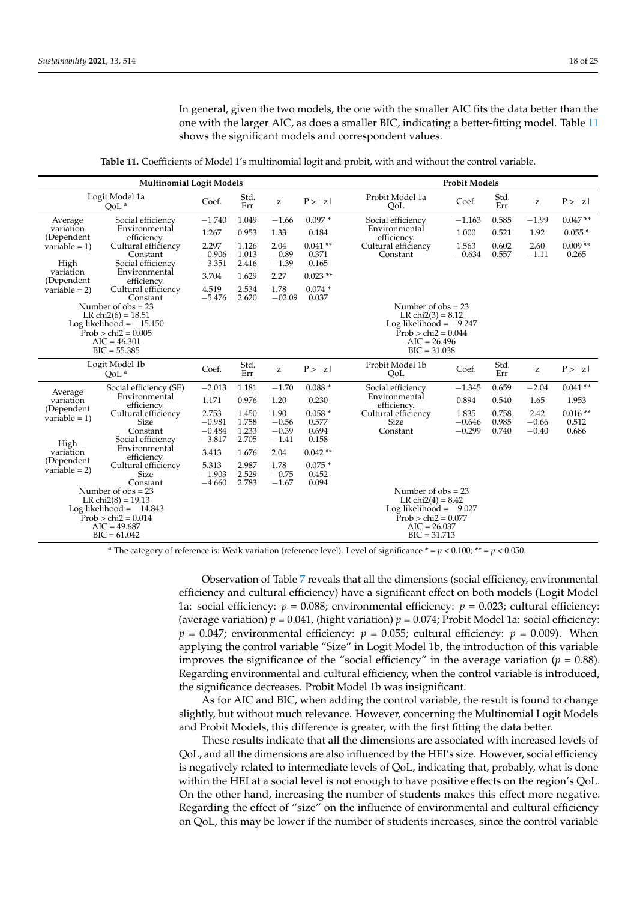In general, given the two models, the one with the smaller AIC fits the data better than the one with the larger AIC, as does a smaller BIC, indicating a better-fitting model. Table 11 shows the significant models and correspondent values.

**Table 11.** Coefficients of Model 1's multinomial logit and probit, with and without the control variable.

| Multinomial Logit Models | | | | | | Probit Models | | | | |
|---|---|---|---|---|---|---|---|---|---|---|
| Logit Model 1a QoL [a] | | Coef. | Std. Err | z | P > \|z\| | Probit Model 1a QoL | Coef. | Std. Err | z | P > \|z\| |
| Average variation (Dependent variable = 1) | Social efficiency | −1.740 | 1.049 | −1.66 | 0.097 * | Social efficiency | −1.163 | 0.585 | −1.99 | 0.047 ** |
| | Environmental efficiency. | 1.267 | 0.953 | 1.33 | 0.184 | Environmental efficiency. | 1.000 | 0.521 | 1.92 | 0.055 * |
| | Cultural efficiency | 2.297 | 1.126 | 2.04 | 0.041 ** | Cultural efficiency | 1.563 | 0.602 | 2.60 | 0.009 ** |
| | Constant | −0.906 | 1.013 | −0.89 | 0.371 | Constant | −0.634 | 0.557 | −1.11 | 0.265 |
| High variation (Dependent variable = 2) | Social efficiency | −3.351 | 2.416 | −1.39 | 0.165 | | | | | |
| | Environmental efficiency. | 3.704 | 1.629 | 2.27 | 0.023 ** | | | | | |
| | Cultural efficiency | 4.519 | 2.534 | 1.78 | 0.074 * | | | | | |
| | Constant | −5.476 | 2.620 | −02.09 | 0.037 | | | | | |
| Number of obs = 23<br>LR chi2(6) = 18.51<br>Log likelihood = −15.150<br>Prob > chi2 = 0.005<br>AIC = 46.301<br>BIC = 55.385 | | | | | | Number of obs = 23<br>LR chi2(3) = 8.12<br>Log likelihood = −9.247<br>Prob > chi2 = 0.044<br>AIC = 26.496<br>BIC = 31.038 | | | | |
| Logit Model 1b QoL [a] | | Coef. | Std. Err | z | P > \|z\| | Probit Model 1b QoL | Coef. | Std. Err | z | P > \|z\| |
| Average variation (Dependent variable = 1) | Social efficiency (SE) | −2.013 | 1.181 | −1.70 | 0.088 * | Social efficiency | −1.345 | 0.659 | −2.04 | 0.041 ** |
| | Environmental efficiency. | 1.171 | 0.976 | 1.20 | 0.230 | Environmental efficiency. | 0.894 | 0.540 | 1.65 | 1.953 |
| | Cultural efficiency | 2.753 | 1.450 | 1.90 | 0.058 * | Cultural efficiency | 1.835 | 0.758 | 2.42 | 0.016 ** |
| | Size | −0.981 | 1.758 | −0.56 | 0.577 | Size | −0.646 | 0.985 | −0.66 | 0.512 |
| | Constant | −0.484 | 1.233 | −0.39 | 0.694 | Constant | −0.299 | 0.740 | −0.40 | 0.686 |
| High variation (Dependent variable = 2) | Social efficiency | −3.817 | 2.705 | −1.41 | 0.158 | | | | | |
| | Environmental efficiency. | 3.413 | 1.676 | 2.04 | 0.042 ** | | | | | |
| | Cultural efficiency | 5.313 | 2.987 | 1.78 | 0.075 * | | | | | |
| | Size | −1.903 | 2.529 | −0.75 | 0.452 | | | | | |
| | Constant | −4.660 | 2.783 | −1.67 | 0.094 | | | | | |
| Number of obs = 23<br>LR chi2(8) = 19.13<br>Log likelihood = −14.843<br>Prob > chi2 = 0.014<br>AIC = 49.687<br>BIC = 61.042 | | | | | | Number of obs = 23<br>LR chi2(4) = 8.42<br>Log likelihood = −9.027<br>Prob > chi2 = 0.077<br>AIC = 26.037<br>BIC = 31.713 | | | | |

[a] The category of reference is: Weak variation (reference level). Level of significance * = $p < 0.100$; ** = $p < 0.050$.

Observation of Table 7 reveals that all the dimensions (social efficiency, environmental efficiency and cultural efficiency) have a significant effect on both models (Logit Model 1a: social efficiency: $p = 0.088$; environmental efficiency: $p = 0.023$; cultural efficiency: (average variation) $p = 0.041$, (hight variation) $p = 0.074$; Probit Model 1a: social efficiency: $p = 0.047$; environmental efficiency: $p = 0.055$; cultural efficiency: $p = 0.009$). When applying the control variable "Size" in Logit Model 1b, the introduction of this variable improves the significance of the "social efficiency" in the average variation ($p = 0.88$). Regarding environmental and cultural efficiency, when the control variable is introduced, the significance decreases. Probit Model 1b was insignificant.

As for AIC and BIC, when adding the control variable, the result is found to change slightly, but without much relevance. However, concerning the Multinomial Logit Models and Probit Models, this difference is greater, with the first fitting the data better.

These results indicate that all the dimensions are associated with increased levels of QoL, and all the dimensions are also influenced by the HEI's size. However, social efficiency is negatively related to intermediate levels of QoL, indicating that, probably, what is done within the HEI at a social level is not enough to have positive effects on the region's QoL. On the other hand, increasing the number of students makes this effect more negative. Regarding the effect of "size" on the influence of environmental and cultural efficiency on QoL, this may be lower if the number of students increases, since the control variable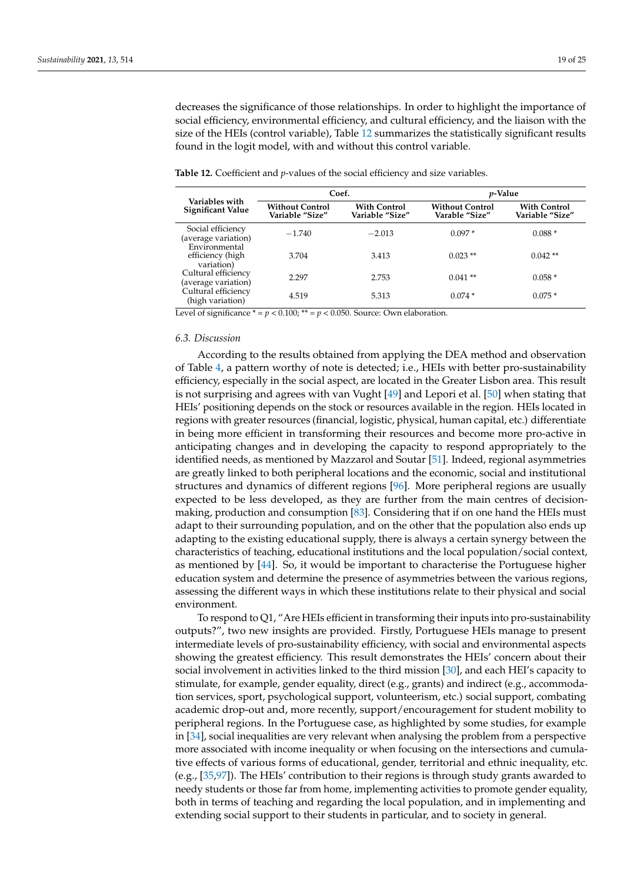decreases the significance of those relationships. In order to highlight the importance of social efficiency, environmental efficiency, and cultural efficiency, and the liaison with the size of the HEIs (control variable), Table 12 summarizes the statistically significant results found in the logit model, with and without this control variable.

**Table 12.** Coefficient and *p*-values of the social efficiency and size variables.

| Variables with Significant Value | Coef. | | *p*-Value | |
|---|---|---|---|---|
| | Without Control Variable "Size" | With Control Variable "Size" | Without Control Varable "Size" | With Control Variable "Size" |
| Social efficiency (average variation) | −1.740 | −2.013 | 0.097 * | 0.088 * |
| Environmental efficiency (high variation) | 3.704 | 3.413 | 0.023 ** | 0.042 ** |
| Cultural efficiency (average variation) | 2.297 | 2.753 | 0.041 ** | 0.058 * |
| Cultural efficiency (high variation) | 4.519 | 5.313 | 0.074 * | 0.075 * |

Level of significance * = $p < 0.100$; ** = $p < 0.050$. Source: Own elaboration.

### 6.3. Discussion

According to the results obtained from applying the DEA method and observation of Table 4, a pattern worthy of note is detected; i.e., HEIs with better pro-sustainability efficiency, especially in the social aspect, are located in the Greater Lisbon area. This result is not surprising and agrees with van Vught [49] and Lepori et al. [50] when stating that HEIs' positioning depends on the stock or resources available in the region. HEIs located in regions with greater resources (financial, logistic, physical, human capital, etc.) differentiate in being more efficient in transforming their resources and become more pro-active in anticipating changes and in developing the capacity to respond appropriately to the identified needs, as mentioned by Mazzarol and Soutar [51]. Indeed, regional asymmetries are greatly linked to both peripheral locations and the economic, social and institutional structures and dynamics of different regions [96]. More peripheral regions are usually expected to be less developed, as they are further from the main centres of decision-making, production and consumption [83]. Considering that if on one hand the HEIs must adapt to their surrounding population, and on the other that the population also ends up adapting to the existing educational supply, there is always a certain synergy between the characteristics of teaching, educational institutions and the local population/social context, as mentioned by [44]. So, it would be important to characterise the Portuguese higher education system and determine the presence of asymmetries between the various regions, assessing the different ways in which these institutions relate to their physical and social environment.

To respond to Q1, "Are HEIs efficient in transforming their inputs into pro-sustainability outputs?", two new insights are provided. Firstly, Portuguese HEIs manage to present intermediate levels of pro-sustainability efficiency, with social and environmental aspects showing the greatest efficiency. This result demonstrates the HEIs' concern about their social involvement in activities linked to the third mission [30], and each HEI's capacity to stimulate, for example, gender equality, direct (e.g., grants) and indirect (e.g., accommodation services, sport, psychological support, volunteerism, etc.) social support, combating academic drop-out and, more recently, support/encouragement for student mobility to peripheral regions. In the Portuguese case, as highlighted by some studies, for example in [34], social inequalities are very relevant when analysing the problem from a perspective more associated with income inequality or when focusing on the intersections and cumulative effects of various forms of educational, gender, territorial and ethnic inequality, etc. (e.g., [35,97]). The HEIs' contribution to their regions is through study grants awarded to needy students or those far from home, implementing activities to promote gender equality, both in terms of teaching and regarding the local population, and in implementing and extending social support to their students in particular, and to society in general.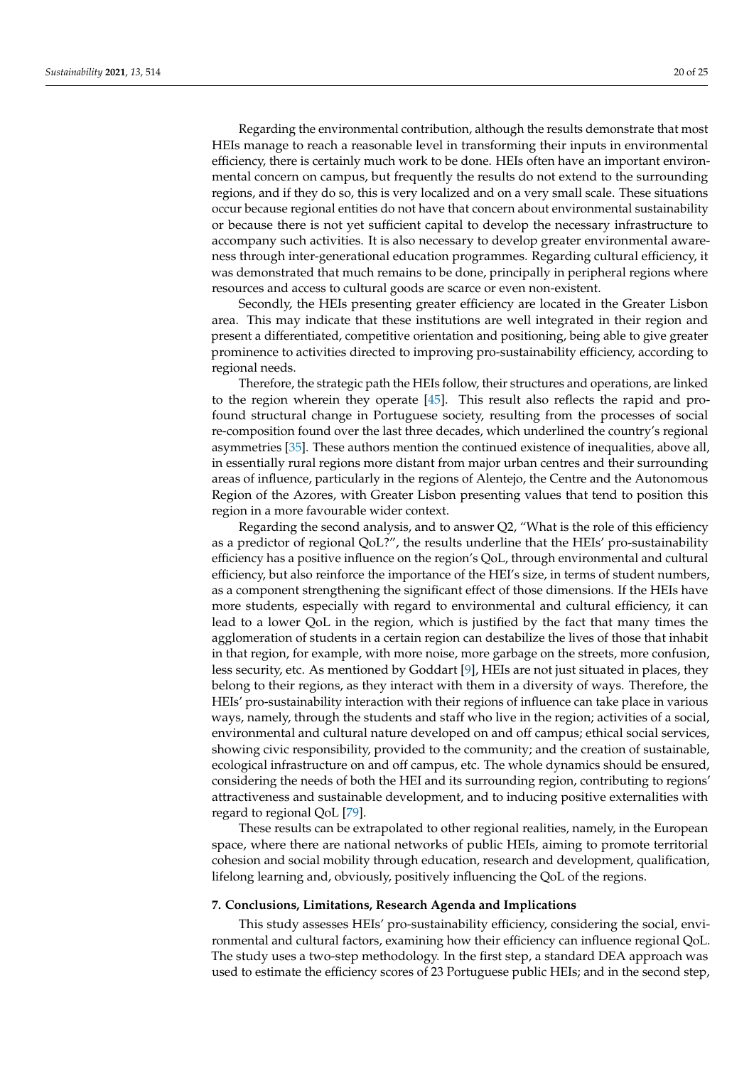Regarding the environmental contribution, although the results demonstrate that most HEIs manage to reach a reasonable level in transforming their inputs in environmental efficiency, there is certainly much work to be done. HEIs often have an important environmental concern on campus, but frequently the results do not extend to the surrounding regions, and if they do so, this is very localized and on a very small scale. These situations occur because regional entities do not have that concern about environmental sustainability or because there is not yet sufficient capital to develop the necessary infrastructure to accompany such activities. It is also necessary to develop greater environmental awareness through inter-generational education programmes. Regarding cultural efficiency, it was demonstrated that much remains to be done, principally in peripheral regions where resources and access to cultural goods are scarce or even non-existent.

Secondly, the HEIs presenting greater efficiency are located in the Greater Lisbon area. This may indicate that these institutions are well integrated in their region and present a differentiated, competitive orientation and positioning, being able to give greater prominence to activities directed to improving pro-sustainability efficiency, according to regional needs.

Therefore, the strategic path the HEIs follow, their structures and operations, are linked to the region wherein they operate [45]. This result also reflects the rapid and profound structural change in Portuguese society, resulting from the processes of social re-composition found over the last three decades, which underlined the country's regional asymmetries [35]. These authors mention the continued existence of inequalities, above all, in essentially rural regions more distant from major urban centres and their surrounding areas of influence, particularly in the regions of Alentejo, the Centre and the Autonomous Region of the Azores, with Greater Lisbon presenting values that tend to position this region in a more favourable wider context.

Regarding the second analysis, and to answer Q2, "What is the role of this efficiency as a predictor of regional QoL?", the results underline that the HEIs' pro-sustainability efficiency has a positive influence on the region's QoL, through environmental and cultural efficiency, but also reinforce the importance of the HEI's size, in terms of student numbers, as a component strengthening the significant effect of those dimensions. If the HEIs have more students, especially with regard to environmental and cultural efficiency, it can lead to a lower QoL in the region, which is justified by the fact that many times the agglomeration of students in a certain region can destabilize the lives of those that inhabit in that region, for example, with more noise, more garbage on the streets, more confusion, less security, etc. As mentioned by Goddart [9], HEIs are not just situated in places, they belong to their regions, as they interact with them in a diversity of ways. Therefore, the HEIs' pro-sustainability interaction with their regions of influence can take place in various ways, namely, through the students and staff who live in the region; activities of a social, environmental and cultural nature developed on and off campus; ethical social services, showing civic responsibility, provided to the community; and the creation of sustainable, ecological infrastructure on and off campus, etc. The whole dynamics should be ensured, considering the needs of both the HEI and its surrounding region, contributing to regions' attractiveness and sustainable development, and to inducing positive externalities with regard to regional QoL [79].

These results can be extrapolated to other regional realities, namely, in the European space, where there are national networks of public HEIs, aiming to promote territorial cohesion and social mobility through education, research and development, qualification, lifelong learning and, obviously, positively influencing the QoL of the regions.

## 7. Conclusions, Limitations, Research Agenda and Implications

This study assesses HEIs' pro-sustainability efficiency, considering the social, environmental and cultural factors, examining how their efficiency can influence regional QoL. The study uses a two-step methodology. In the first step, a standard DEA approach was used to estimate the efficiency scores of 23 Portuguese public HEIs; and in the second step,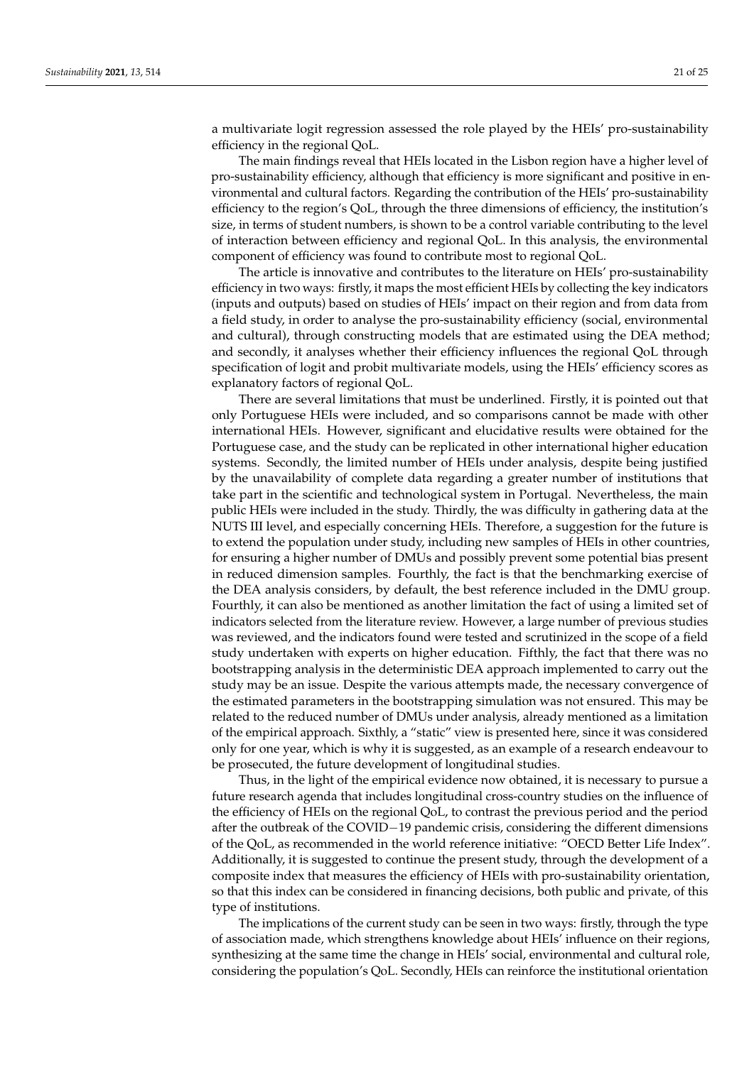a multivariate logit regression assessed the role played by the HEIs' pro-sustainability efficiency in the regional QoL.

The main findings reveal that HEIs located in the Lisbon region have a higher level of pro-sustainability efficiency, although that efficiency is more significant and positive in environmental and cultural factors. Regarding the contribution of the HEIs' pro-sustainability efficiency to the region's QoL, through the three dimensions of efficiency, the institution's size, in terms of student numbers, is shown to be a control variable contributing to the level of interaction between efficiency and regional QoL. In this analysis, the environmental component of efficiency was found to contribute most to regional QoL.

The article is innovative and contributes to the literature on HEIs' pro-sustainability efficiency in two ways: firstly, it maps the most efficient HEIs by collecting the key indicators (inputs and outputs) based on studies of HEIs' impact on their region and from data from a field study, in order to analyse the pro-sustainability efficiency (social, environmental and cultural), through constructing models that are estimated using the DEA method; and secondly, it analyses whether their efficiency influences the regional QoL through specification of logit and probit multivariate models, using the HEIs' efficiency scores as explanatory factors of regional QoL.

There are several limitations that must be underlined. Firstly, it is pointed out that only Portuguese HEIs were included, and so comparisons cannot be made with other international HEIs. However, significant and elucidative results were obtained for the Portuguese case, and the study can be replicated in other international higher education systems. Secondly, the limited number of HEIs under analysis, despite being justified by the unavailability of complete data regarding a greater number of institutions that take part in the scientific and technological system in Portugal. Nevertheless, the main public HEIs were included in the study. Thirdly, the was difficulty in gathering data at the NUTS III level, and especially concerning HEIs. Therefore, a suggestion for the future is to extend the population under study, including new samples of HEIs in other countries, for ensuring a higher number of DMUs and possibly prevent some potential bias present in reduced dimension samples. Fourthly, the fact is that the benchmarking exercise of the DEA analysis considers, by default, the best reference included in the DMU group. Fourthly, it can also be mentioned as another limitation the fact of using a limited set of indicators selected from the literature review. However, a large number of previous studies was reviewed, and the indicators found were tested and scrutinized in the scope of a field study undertaken with experts on higher education. Fifthly, the fact that there was no bootstrapping analysis in the deterministic DEA approach implemented to carry out the study may be an issue. Despite the various attempts made, the necessary convergence of the estimated parameters in the bootstrapping simulation was not ensured. This may be related to the reduced number of DMUs under analysis, already mentioned as a limitation of the empirical approach. Sixthly, a "static" view is presented here, since it was considered only for one year, which is why it is suggested, as an example of a research endeavour to be prosecuted, the future development of longitudinal studies.

Thus, in the light of the empirical evidence now obtained, it is necessary to pursue a future research agenda that includes longitudinal cross-country studies on the influence of the efficiency of HEIs on the regional QoL, to contrast the previous period and the period after the outbreak of the COVID−19 pandemic crisis, considering the different dimensions of the QoL, as recommended in the world reference initiative: "OECD Better Life Index". Additionally, it is suggested to continue the present study, through the development of a composite index that measures the efficiency of HEIs with pro-sustainability orientation, so that this index can be considered in financing decisions, both public and private, of this type of institutions.

The implications of the current study can be seen in two ways: firstly, through the type of association made, which strengthens knowledge about HEIs' influence on their regions, synthesizing at the same time the change in HEIs' social, environmental and cultural role, considering the population's QoL. Secondly, HEIs can reinforce the institutional orientation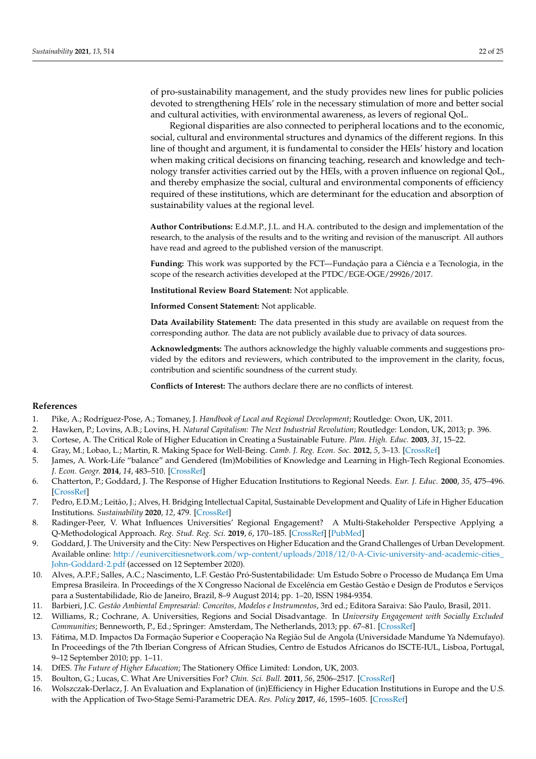of pro-sustainability management, and the study provides new lines for public policies devoted to strengthening HEIs' role in the necessary stimulation of more and better social and cultural activities, with environmental awareness, as levers of regional QoL.

Regional disparities are also connected to peripheral locations and to the economic, social, cultural and environmental structures and dynamics of the different regions. In this line of thought and argument, it is fundamental to consider the HEIs' history and location when making critical decisions on financing teaching, research and knowledge and technology transfer activities carried out by the HEIs, with a proven influence on regional QoL, and thereby emphasize the social, cultural and environmental components of efficiency required of these institutions, which are determinant for the education and absorption of sustainability values at the regional level.

**Author Contributions:** E.d.M.P., J.L. and H.A. contributed to the design and implementation of the research, to the analysis of the results and to the writing and revision of the manuscript. All authors have read and agreed to the published version of the manuscript.

**Funding:** This work was supported by the FCT—Fundação para a Ciência e a Tecnologia, in the scope of the research activities developed at the PTDC/EGE-OGE/29926/2017.

**Institutional Review Board Statement:** Not applicable.

**Informed Consent Statement:** Not applicable.

**Data Availability Statement:** The data presented in this study are available on request from the corresponding author. The data are not publicly available due to privacy of data sources.

**Acknowledgments:** The authors acknowledge the highly valuable comments and suggestions provided by the editors and reviewers, which contributed to the improvement in the clarity, focus, contribution and scientific soundness of the current study.

**Conflicts of Interest:** The authors declare there are no conflicts of interest.

## References

1. Pike, A.; Rodríguez-Pose, A.; Tomaney, J. *Handbook of Local and Regional Development*; Routledge: Oxon, UK, 2011.
2. Hawken, P.; Lovins, A.B.; Lovins, H. *Natural Capitalism: The Next Industrial Revolution*; Routledge: London, UK, 2013; p. 396.
3. Cortese, A. The Critical Role of Higher Education in Creating a Sustainable Future. *Plan. High. Educ.* **2003**, *31*, 15–22.
4. Gray, M.; Lobao, L.; Martin, R. Making Space for Well-Being. *Camb. J. Reg. Econ. Soc.* **2012**, *5*, 3–13. [CrossRef]
5. James, A. Work-Life "balance" and Gendered (Im)Mobilities of Knowledge and Learning in High-Tech Regional Economies. *J. Econ. Geogr.* **2014**, *14*, 483–510. [CrossRef]
6. Chatterton, P.; Goddard, J. The Response of Higher Education Institutions to Regional Needs. *Eur. J. Educ.* **2000**, *35*, 475–496. [CrossRef]
7. Pedro, E.D.M.; Leitão, J.; Alves, H. Bridging Intellectual Capital, Sustainable Development and Quality of Life in Higher Education Institutions. *Sustainability* **2020**, *12*, 479. [CrossRef]
8. Radinger-Peer, V. What Influences Universities' Regional Engagement? A Multi-Stakeholder Perspective Applying a Q-Methodological Approach. *Reg. Stud. Reg. Sci.* **2019**, *6*, 170–185. [CrossRef] [PubMed]
9. Goddard, J. The University and the City: New Perspectives on Higher Education and the Grand Challenges of Urban Development. Available online: http://eunivercitiesnetwork.com/wp-content/uploads/2018/12/0-A-Civic-university-and-academic-cities_John-Goddard-2.pdf (accessed on 12 September 2020).
10. Alves, A.P.F.; Salles, A.C.; Nascimento, L.F. Gestão Pró-Sustentabilidade: Um Estudo Sobre o Processo de Mudança Em Uma Empresa Brasileira. In Proceedings of the X Congresso Nacional de Excelência em Gestão Gestão e Design de Produtos e Serviços para a Sustentabilidade, Rio de Janeiro, Brazil, 8–9 August 2014; pp. 1–20, ISSN 1984-9354.
11. Barbieri, J.C. *Gestão Ambiental Empresarial: Conceitos, Modelos e Instrumentos*, 3rd ed.; Editora Saraiva: São Paulo, Brasil, 2011.
12. Williams, R.; Cochrane, A. Universities, Regions and Social Disadvantage. In *University Engagement with Socially Excluded Communities*; Benneworth, P., Ed.; Springer: Amsterdam, The Netherlands, 2013; pp. 67–81. [CrossRef]
13. Fátima, M.D. Impactos Da Formação Superior e Cooperação Na Região Sul de Angola (Universidade Mandume Ya Ndemufayo). In Proceedings of the 7th Iberian Congress of African Studies, Centro de Estudos Africanos do ISCTE-IUL, Lisboa, Portugal, 9–12 September 2010; pp. 1–11.
14. DfES. *The Future of Higher Education*; The Stationery Office Limited: London, UK, 2003.
15. Boulton, G.; Lucas, C. What Are Universities For? *Chin. Sci. Bull.* **2011**, *56*, 2506–2517. [CrossRef]
16. Wolszczak-Derlacz, J. An Evaluation and Explanation of (in)Efficiency in Higher Education Institutions in Europe and the U.S. with the Application of Two-Stage Semi-Parametric DEA. *Res. Policy* **2017**, *46*, 1595–1605. [CrossRef]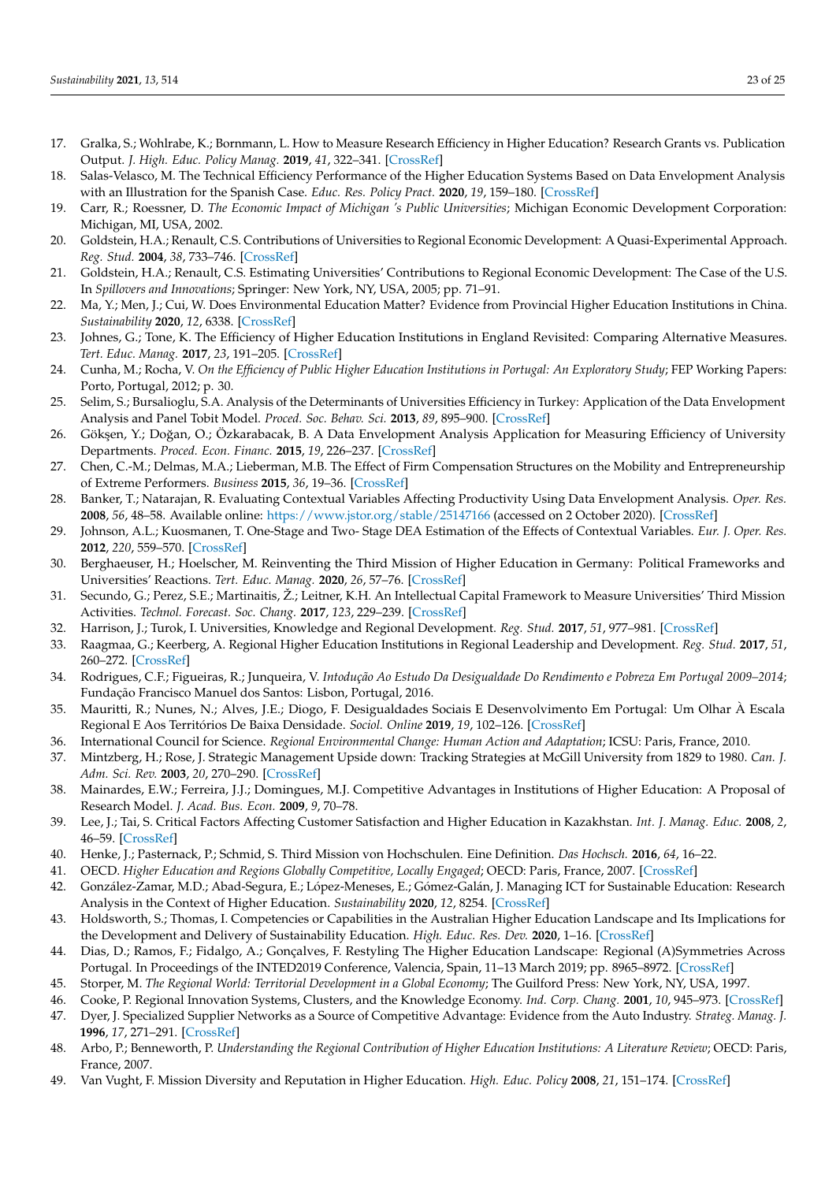17. Gralka, S.; Wohlrabe, K.; Bornmann, L. How to Measure Research Efficiency in Higher Education? Research Grants vs. Publication Output. *J. High. Educ. Policy Manag.* **2019**, *41*, 322–341. [CrossRef]
18. Salas-Velasco, M. The Technical Efficiency Performance of the Higher Education Systems Based on Data Envelopment Analysis with an Illustration for the Spanish Case. *Educ. Res. Policy Pract.* **2020**, *19*, 159–180. [CrossRef]
19. Carr, R.; Roessner, D. *The Economic Impact of Michigan 's Public Universities*; Michigan Economic Development Corporation: Michigan, MI, USA, 2002.
20. Goldstein, H.A.; Renault, C.S. Contributions of Universities to Regional Economic Development: A Quasi-Experimental Approach. *Reg. Stud.* **2004**, *38*, 733–746. [CrossRef]
21. Goldstein, H.A.; Renault, C.S. Estimating Universities' Contributions to Regional Economic Development: The Case of the U.S. In *Spillovers and Innovations*; Springer: New York, NY, USA, 2005; pp. 71–91.
22. Ma, Y.; Men, J.; Cui, W. Does Environmental Education Matter? Evidence from Provincial Higher Education Institutions in China. *Sustainability* **2020**, *12*, 6338. [CrossRef]
23. Johnes, G.; Tone, K. The Efficiency of Higher Education Institutions in England Revisited: Comparing Alternative Measures. *Tert. Educ. Manag.* **2017**, *23*, 191–205. [CrossRef]
24. Cunha, M.; Rocha, V. *On the Efficiency of Public Higher Education Institutions in Portugal: An Exploratory Study*; FEP Working Papers: Porto, Portugal, 2012; p. 30.
25. Selim, S.; Bursalioglu, S.A. Analysis of the Determinants of Universities Efficiency in Turkey: Application of the Data Envelopment Analysis and Panel Tobit Model. *Proced. Soc. Behav. Sci.* **2013**, *89*, 895–900. [CrossRef]
26. Gökşen, Y.; Doğan, O.; Özkarabacak, B. A Data Envelopment Analysis Application for Measuring Efficiency of University Departments. *Proced. Econ. Financ.* **2015**, *19*, 226–237. [CrossRef]
27. Chen, C.-M.; Delmas, M.A.; Lieberman, M.B. The Effect of Firm Compensation Structures on the Mobility and Entrepreneurship of Extreme Performers. *Business* **2015**, *36*, 19–36. [CrossRef]
28. Banker, T.; Natarajan, R. Evaluating Contextual Variables Affecting Productivity Using Data Envelopment Analysis. *Oper. Res.* **2008**, *56*, 48–58. Available online: https://www.jstor.org/stable/25147166 (accessed on 2 October 2020). [CrossRef]
29. Johnson, A.L.; Kuosmanen, T. One-Stage and Two- Stage DEA Estimation of the Effects of Contextual Variables. *Eur. J. Oper. Res.* **2012**, *220*, 559–570. [CrossRef]
30. Berghaeuser, H.; Hoelscher, M. Reinventing the Third Mission of Higher Education in Germany: Political Frameworks and Universities' Reactions. *Tert. Educ. Manag.* **2020**, *26*, 57–76. [CrossRef]
31. Secundo, G.; Perez, S.E.; Martinaitis, Ž.; Leitner, K.H. An Intellectual Capital Framework to Measure Universities' Third Mission Activities. *Technol. Forecast. Soc. Chang.* **2017**, *123*, 229–239. [CrossRef]
32. Harrison, J.; Turok, I. Universities, Knowledge and Regional Development. *Reg. Stud.* **2017**, *51*, 977–981. [CrossRef]
33. Raagmaa, G.; Keerberg, A. Regional Higher Education Institutions in Regional Leadership and Development. *Reg. Stud.* **2017**, *51*, 260–272. [CrossRef]
34. Rodrigues, C.F.; Figueiras, R.; Junqueira, V. *Intodução Ao Estudo Da Desigualdade Do Rendimento e Pobreza Em Portugal 2009–2014*; Fundação Francisco Manuel dos Santos: Lisbon, Portugal, 2016.
35. Mauritti, R.; Nunes, N.; Alves, J.E.; Diogo, F. Desigualdades Sociais E Desenvolvimento Em Portugal: Um Olhar À Escala Regional E Aos Territórios De Baixa Densidade. *Sociol. Online* **2019**, *19*, 102–126. [CrossRef]
36. International Council for Science. *Regional Environmental Change: Human Action and Adaptation*; ICSU: Paris, France, 2010.
37. Mintzberg, H.; Rose, J. Strategic Management Upside down: Tracking Strategies at McGill University from 1829 to 1980. *Can. J. Adm. Sci. Rev.* **2003**, *20*, 270–290. [CrossRef]
38. Mainardes, E.W.; Ferreira, J.J.; Domingues, M.J. Competitive Advantages in Institutions of Higher Education: A Proposal of Research Model. *J. Acad. Bus. Econ.* **2009**, *9*, 70–78.
39. Lee, J.; Tai, S. Critical Factors Affecting Customer Satisfaction and Higher Education in Kazakhstan. *Int. J. Manag. Educ.* **2008**, *2*, 46–59. [CrossRef]
40. Henke, J.; Pasternack, P.; Schmid, S. Third Mission von Hochschulen. Eine Definition. *Das Hochsch.* **2016**, *64*, 16–22.
41. OECD. *Higher Education and Regions Globally Competitive, Locally Engaged*; OECD: Paris, France, 2007. [CrossRef]
42. González-Zamar, M.D.; Abad-Segura, E.; López-Meneses, E.; Gómez-Galán, J. Managing ICT for Sustainable Education: Research Analysis in the Context of Higher Education. *Sustainability* **2020**, *12*, 8254. [CrossRef]
43. Holdsworth, S.; Thomas, I. Competencies or Capabilities in the Australian Higher Education Landscape and Its Implications for the Development and Delivery of Sustainability Education. *High. Educ. Res. Dev.* **2020**, 1–16. [CrossRef]
44. Dias, D.; Ramos, F.; Fidalgo, A.; Gonçalves, F. Restyling The Higher Education Landscape: Regional (A)Symmetries Across Portugal. In Proceedings of the INTED2019 Conference, Valencia, Spain, 11–13 March 2019; pp. 8965–8972. [CrossRef]
45. Storper, M. *The Regional World: Territorial Development in a Global Economy*; The Guilford Press: New York, NY, USA, 1997.
46. Cooke, P. Regional Innovation Systems, Clusters, and the Knowledge Economy. *Ind. Corp. Chang.* **2001**, *10*, 945–973. [CrossRef]
47. Dyer, J. Specialized Supplier Networks as a Source of Competitive Advantage: Evidence from the Auto Industry. *Strateg. Manag. J.* **1996**, *17*, 271–291. [CrossRef]
48. Arbo, P.; Benneworth, P. *Understanding the Regional Contribution of Higher Education Institutions: A Literature Review*; OECD: Paris, France, 2007.
49. Van Vught, F. Mission Diversity and Reputation in Higher Education. *High. Educ. Policy* **2008**, *21*, 151–174. [CrossRef]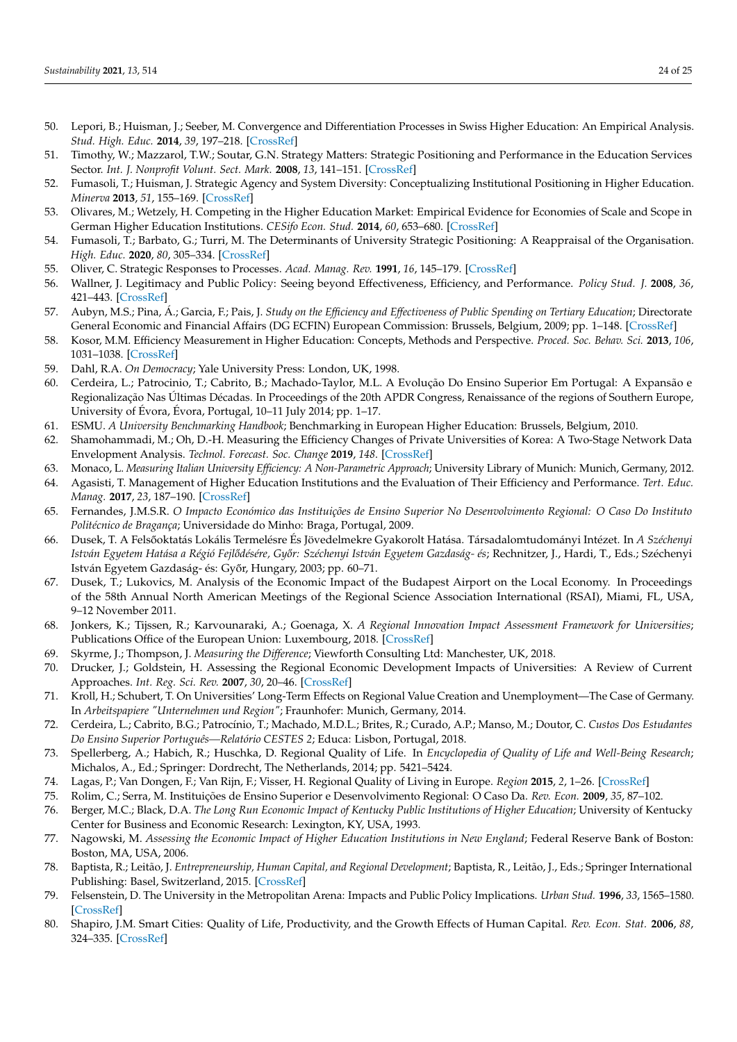50. Lepori, B.; Huisman, J.; Seeber, M. Convergence and Differentiation Processes in Swiss Higher Education: An Empirical Analysis. *Stud. High. Educ.* **2014**, *39*, 197–218. [CrossRef]
51. Timothy, W.; Mazzarol, T.W.; Soutar, G.N. Strategy Matters: Strategic Positioning and Performance in the Education Services Sector. *Int. J. Nonprofit Volunt. Sect. Mark.* **2008**, *13*, 141–151. [CrossRef]
52. Fumasoli, T.; Huisman, J. Strategic Agency and System Diversity: Conceptualizing Institutional Positioning in Higher Education. *Minerva* **2013**, *51*, 155–169. [CrossRef]
53. Olivares, M.; Wetzely, H. Competing in the Higher Education Market: Empirical Evidence for Economies of Scale and Scope in German Higher Education Institutions. *CESifo Econ. Stud.* **2014**, *60*, 653–680. [CrossRef]
54. Fumasoli, T.; Barbato, G.; Turri, M. The Determinants of University Strategic Positioning: A Reappraisal of the Organisation. *High. Educ.* **2020**, *80*, 305–334. [CrossRef]
55. Oliver, C. Strategic Responses to Processes. *Acad. Manag. Rev.* **1991**, *16*, 145–179. [CrossRef]
56. Wallner, J. Legitimacy and Public Policy: Seeing beyond Effectiveness, Efficiency, and Performance. *Policy Stud. J.* **2008**, *36*, 421–443. [CrossRef]
57. Aubyn, M.S.; Pina, Á.; Garcia, F.; Pais, J. *Study on the Efficiency and Effectiveness of Public Spending on Tertiary Education*; Directorate General Economic and Financial Affairs (DG ECFIN) European Commission: Brussels, Belgium, 2009; pp. 1–148. [CrossRef]
58. Kosor, M.M. Efficiency Measurement in Higher Education: Concepts, Methods and Perspective. *Proced. Soc. Behav. Sci.* **2013**, *106*, 1031–1038. [CrossRef]
59. Dahl, R.A. *On Democracy*; Yale University Press: London, UK, 1998.
60. Cerdeira, L.; Patrocinio, T.; Cabrito, B.; Machado-Taylor, M.L. A Evolução Do Ensino Superior Em Portugal: A Expansão e Regionalização Nas Últimas Décadas. In Proceedings of the 20th APDR Congress, Renaissance of the regions of Southern Europe, University of Évora, Évora, Portugal, 10–11 July 2014; pp. 1–17.
61. ESMU. *A University Benchmarking Handbook*; Benchmarking in European Higher Education: Brussels, Belgium, 2010.
62. Shamohammadi, M.; Oh, D.-H. Measuring the Efficiency Changes of Private Universities of Korea: A Two-Stage Network Data Envelopment Analysis. *Technol. Forecast. Soc. Change* **2019**, *148*. [CrossRef]
63. Monaco, L. *Measuring Italian University Efficiency: A Non-Parametric Approach*; University Library of Munich: Munich, Germany, 2012.
64. Agasisti, T. Management of Higher Education Institutions and the Evaluation of Their Efficiency and Performance. *Tert. Educ. Manag.* **2017**, *23*, 187–190. [CrossRef]
65. Fernandes, J.M.S.R. *O Impacto Económico das Instituições de Ensino Superior No Desenvolvimento Regional: O Caso Do Instituto Politécnico de Bragança*; Universidade do Minho: Braga, Portugal, 2009.
66. Dusek, T. A Felsőoktatás Lokális Termelésre És Jövedelmekre Gyakorolt Hatása. Társadalomtudományi Intézet. In *A Széchenyi István Egyetem Hatása a Régió Fejlődésére, Győr: Széchenyi István Egyetem Gazdaság- és*; Rechnitzer, J., Hardi, T., Eds.; Széchenyi István Egyetem Gazdaság- és: Győr, Hungary, 2003; pp. 60–71.
67. Dusek, T.; Lukovics, M. Analysis of the Economic Impact of the Budapest Airport on the Local Economy. In Proceedings of the 58th Annual North American Meetings of the Regional Science Association International (RSAI), Miami, FL, USA, 9–12 November 2011.
68. Jonkers, K.; Tijssen, R.; Karvounaraki, A.; Goenaga, X. *A Regional Innovation Impact Assessment Framework for Universities*; Publications Office of the European Union: Luxembourg, 2018. [CrossRef]
69. Skyrme, J.; Thompson, J. *Measuring the Difference*; Viewforth Consulting Ltd: Manchester, UK, 2018.
70. Drucker, J.; Goldstein, H. Assessing the Regional Economic Development Impacts of Universities: A Review of Current Approaches. *Int. Reg. Sci. Rev.* **2007**, *30*, 20–46. [CrossRef]
71. Kroll, H.; Schubert, T. On Universities' Long-Term Effects on Regional Value Creation and Unemployment—The Case of Germany. In *Arbeitspapiere "Unternehmen und Region"*; Fraunhofer: Munich, Germany, 2014.
72. Cerdeira, L.; Cabrito, B.G.; Patrocínio, T.; Machado, M.D.L.; Brites, R.; Curado, A.P.; Manso, M.; Doutor, C. *Custos Dos Estudantes Do Ensino Superior Português—Relatório CESTES 2*; Educa: Lisbon, Portugal, 2018.
73. Spellerberg, A.; Habich, R.; Huschka, D. Regional Quality of Life. In *Encyclopedia of Quality of Life and Well-Being Research*; Michalos, A., Ed.; Springer: Dordrecht, The Netherlands, 2014; pp. 5421–5424.
74. Lagas, P.; Van Dongen, F.; Van Rijn, F.; Visser, H. Regional Quality of Living in Europe. *Region* **2015**, *2*, 1–26. [CrossRef]
75. Rolim, C.; Serra, M. Instituições de Ensino Superior e Desenvolvimento Regional: O Caso Da. *Rev. Econ.* **2009**, *35*, 87–102.
76. Berger, M.C.; Black, D.A. *The Long Run Economic Impact of Kentucky Public Institutions of Higher Education*; University of Kentucky Center for Business and Economic Research: Lexington, KY, USA, 1993.
77. Nagowski, M. *Assessing the Economic Impact of Higher Education Institutions in New England*; Federal Reserve Bank of Boston: Boston, MA, USA, 2006.
78. Baptista, R.; Leitão, J. *Entrepreneurship, Human Capital, and Regional Development*; Baptista, R., Leitão, J., Eds.; Springer International Publishing: Basel, Switzerland, 2015. [CrossRef]
79. Felsenstein, D. The University in the Metropolitan Arena: Impacts and Public Policy Implications. *Urban Stud.* **1996**, *33*, 1565–1580. [CrossRef]
80. Shapiro, J.M. Smart Cities: Quality of Life, Productivity, and the Growth Effects of Human Capital. *Rev. Econ. Stat.* **2006**, *88*, 324–335. [CrossRef]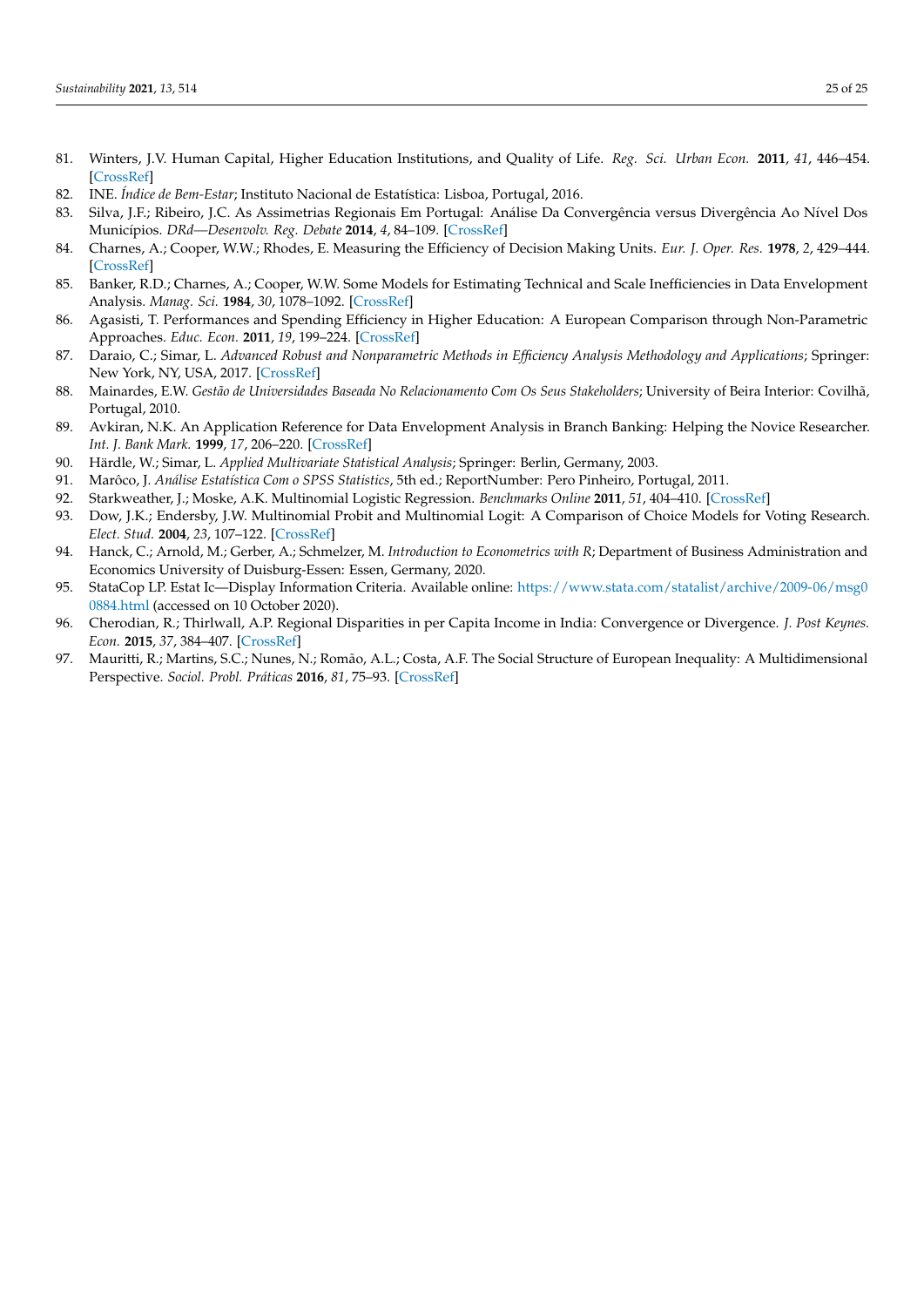81. Winters, J.V. Human Capital, Higher Education Institutions, and Quality of Life. *Reg. Sci. Urban Econ.* **2011**, *41*, 446–454. [CrossRef]
82. INE. *Índice de Bem-Estar*; Instituto Nacional de Estatística: Lisboa, Portugal, 2016.
83. Silva, J.F.; Ribeiro, J.C. As Assimetrias Regionais Em Portugal: Análise Da Convergência versus Divergência Ao Nível Dos Municípios. *DRd—Desenvolv. Reg. Debate* **2014**, *4*, 84–109. [CrossRef]
84. Charnes, A.; Cooper, W.W.; Rhodes, E. Measuring the Efficiency of Decision Making Units. *Eur. J. Oper. Res.* **1978**, *2*, 429–444. [CrossRef]
85. Banker, R.D.; Charnes, A.; Cooper, W.W. Some Models for Estimating Technical and Scale Inefficiencies in Data Envelopment Analysis. *Manag. Sci.* **1984**, *30*, 1078–1092. [CrossRef]
86. Agasisti, T. Performances and Spending Efficiency in Higher Education: A European Comparison through Non-Parametric Approaches. *Educ. Econ.* **2011**, *19*, 199–224. [CrossRef]
87. Daraio, C.; Simar, L. *Advanced Robust and Nonparametric Methods in Efficiency Analysis Methodology and Applications*; Springer: New York, NY, USA, 2017. [CrossRef]
88. Mainardes, E.W. *Gestão de Universidades Baseada No Relacionamento Com Os Seus Stakeholders*; University of Beira Interior: Covilhã, Portugal, 2010.
89. Avkiran, N.K. An Application Reference for Data Envelopment Analysis in Branch Banking: Helping the Novice Researcher. *Int. J. Bank Mark.* **1999**, *17*, 206–220. [CrossRef]
90. Härdle, W.; Simar, L. *Applied Multivariate Statistical Analysis*; Springer: Berlin, Germany, 2003.
91. Marôco, J. *Análise Estatística Com o SPSS Statistics*, 5th ed.; ReportNumber: Pero Pinheiro, Portugal, 2011.
92. Starkweather, J.; Moske, A.K. Multinomial Logistic Regression. *Benchmarks Online* **2011**, *51*, 404–410. [CrossRef]
93. Dow, J.K.; Endersby, J.W. Multinomial Probit and Multinomial Logit: A Comparison of Choice Models for Voting Research. *Elect. Stud.* **2004**, *23*, 107–122. [CrossRef]
94. Hanck, C.; Arnold, M.; Gerber, A.; Schmelzer, M. *Introduction to Econometrics with R*; Department of Business Administration and Economics University of Duisburg-Essen: Essen, Germany, 2020.
95. StataCop LP. Estat Ic—Display Information Criteria. Available online: https://www.stata.com/statalist/archive/2009-06/msg00884.html (accessed on 10 October 2020).
96. Cherodian, R.; Thirlwall, A.P. Regional Disparities in per Capita Income in India: Convergence or Divergence. *J. Post Keynes. Econ.* **2015**, *37*, 384–407. [CrossRef]
97. Mauritti, R.; Martins, S.C.; Nunes, N.; Romão, A.L.; Costa, A.F. The Social Structure of European Inequality: A Multidimensional Perspective. *Sociol. Probl. Práticas* **2016**, *81*, 75–93. [CrossRef]